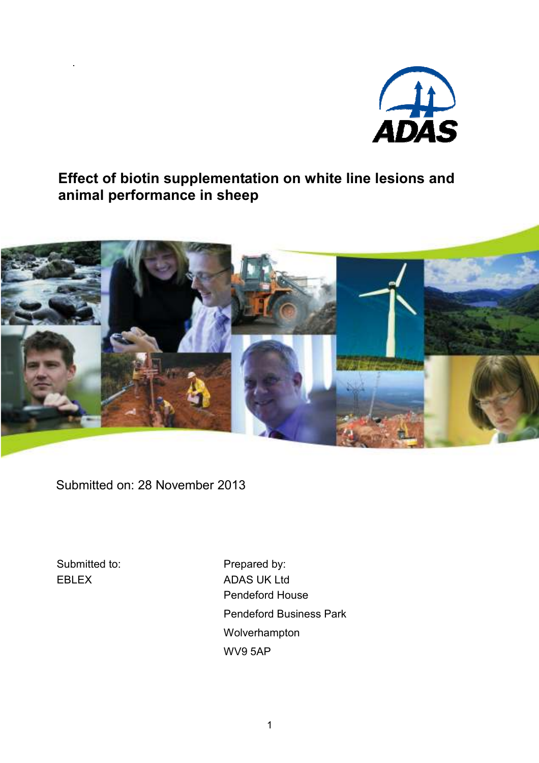ADAS

# Effect of biotin supplementation on white line lesions and animal performance in sheep

Submitted on: 28 November 2013

Submitted to:
EBLEX

Prepared by:
ADAS UK Ltd
Pendeford House
Pendeford Business Park
Wolverhampton
WV9 5AP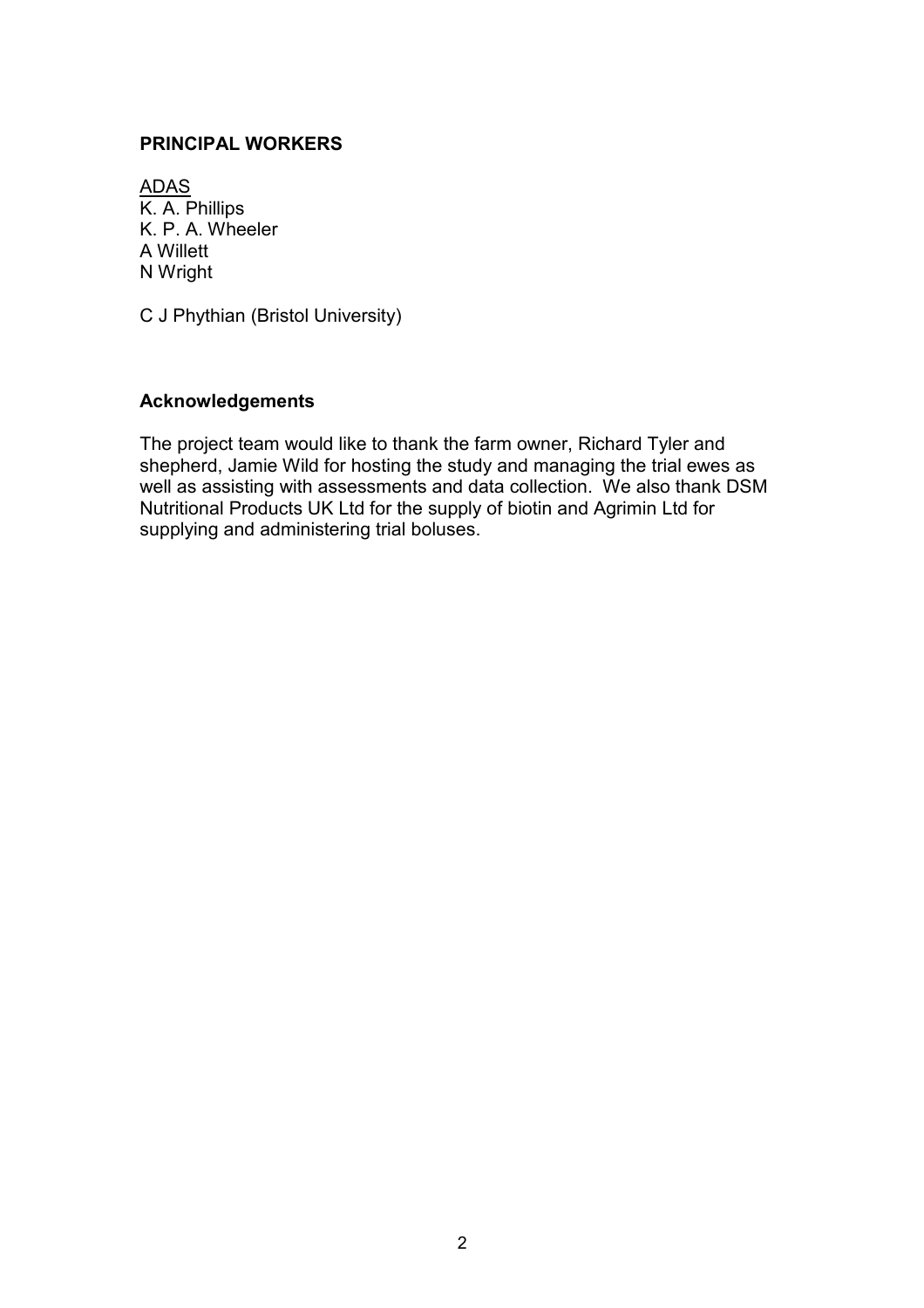## PRINCIPAL WORKERS

ADAS

K. A. Phillips
K. P. A. Wheeler
A Willett
N Wright

C J Phythian (Bristol University)

## Acknowledgements

The project team would like to thank the farm owner, Richard Tyler and shepherd, Jamie Wild for hosting the study and managing the trial ewes as well as assisting with assessments and data collection. We also thank DSM Nutritional Products UK Ltd for the supply of biotin and Agrimin Ltd for supplying and administering trial boluses.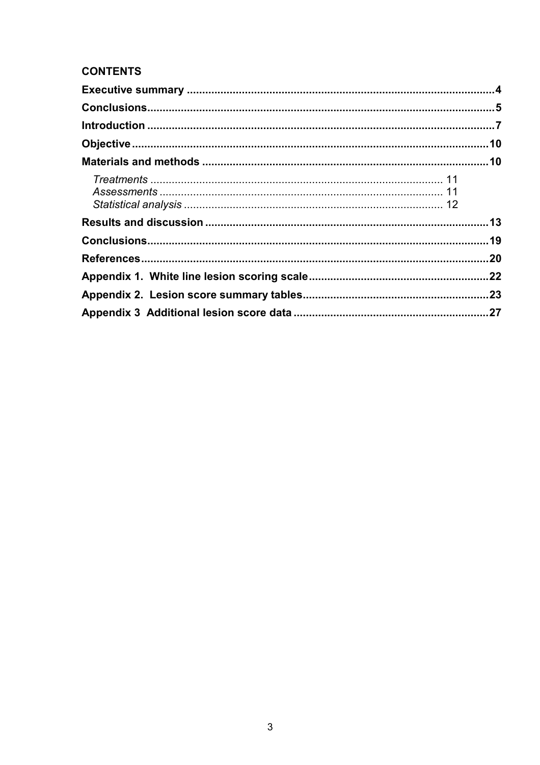## CONTENTS

**Executive summary** .................................................................................................**4**

**Conclusions**............................................................................................................**5**

**Introduction** .............................................................................................................**7**

**Objective**.................................................................................................................**10**

**Materials and methods** ..........................................................................................**10**

*Treatments* ........................................................................................... 11
*Assessments* ......................................................................................... 11
*Statistical analysis* ................................................................................. 12

**Results and discussion** ..........................................................................................**13**

**Conclusions**.............................................................................................................**19**

**References**...............................................................................................................**20**

**Appendix 1. White line lesion scoring scale**.........................................................**22**

**Appendix 2. Lesion score summary tables**...........................................................**23**

**Appendix 3 Additional lesion score data** ..............................................................**27**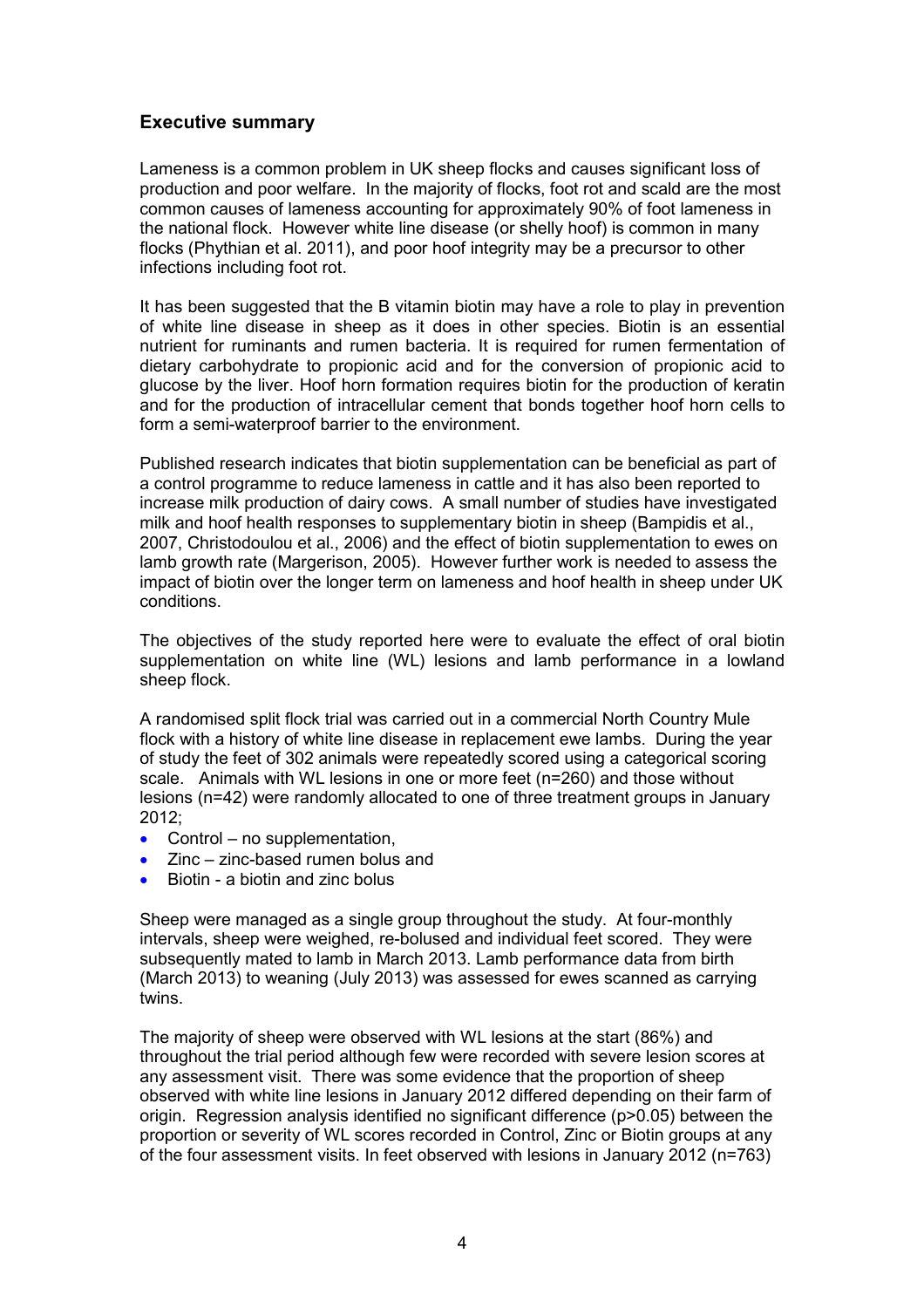## Executive summary

Lameness is a common problem in UK sheep flocks and causes significant loss of production and poor welfare. In the majority of flocks, foot rot and scald are the most common causes of lameness accounting for approximately 90% of foot lameness in the national flock. However white line disease (or shelly hoof) is common in many flocks (Phythian et al. 2011), and poor hoof integrity may be a precursor to other infections including foot rot.

It has been suggested that the B vitamin biotin may have a role to play in prevention of white line disease in sheep as it does in other species. Biotin is an essential nutrient for ruminants and rumen bacteria. It is required for rumen fermentation of dietary carbohydrate to propionic acid and for the conversion of propionic acid to glucose by the liver. Hoof horn formation requires biotin for the production of keratin and for the production of intracellular cement that bonds together hoof horn cells to form a semi-waterproof barrier to the environment.

Published research indicates that biotin supplementation can be beneficial as part of a control programme to reduce lameness in cattle and it has also been reported to increase milk production of dairy cows. A small number of studies have investigated milk and hoof health responses to supplementary biotin in sheep (Bampidis et al., 2007, Christodoulou et al., 2006) and the effect of biotin supplementation to ewes on lamb growth rate (Margerison, 2005). However further work is needed to assess the impact of biotin over the longer term on lameness and hoof health in sheep under UK conditions.

The objectives of the study reported here were to evaluate the effect of oral biotin supplementation on white line (WL) lesions and lamb performance in a lowland sheep flock.

A randomised split flock trial was carried out in a commercial North Country Mule flock with a history of white line disease in replacement ewe lambs. During the year of study the feet of 302 animals were repeatedly scored using a categorical scoring scale. Animals with WL lesions in one or more feet (n=260) and those without lesions (n=42) were randomly allocated to one of three treatment groups in January 2012;

- Control – no supplementation,
- Zinc – zinc-based rumen bolus and
- Biotin - a biotin and zinc bolus

Sheep were managed as a single group throughout the study. At four-monthly intervals, sheep were weighed, re-bolused and individual feet scored. They were subsequently mated to lamb in March 2013. Lamb performance data from birth (March 2013) to weaning (July 2013) was assessed for ewes scanned as carrying twins.

The majority of sheep were observed with WL lesions at the start (86%) and throughout the trial period although few were recorded with severe lesion scores at any assessment visit. There was some evidence that the proportion of sheep observed with white line lesions in January 2012 differed depending on their farm of origin. Regression analysis identified no significant difference ($p>0.05$) between the proportion or severity of WL scores recorded in Control, Zinc or Biotin groups at any of the four assessment visits. In feet observed with lesions in January 2012 (n=763)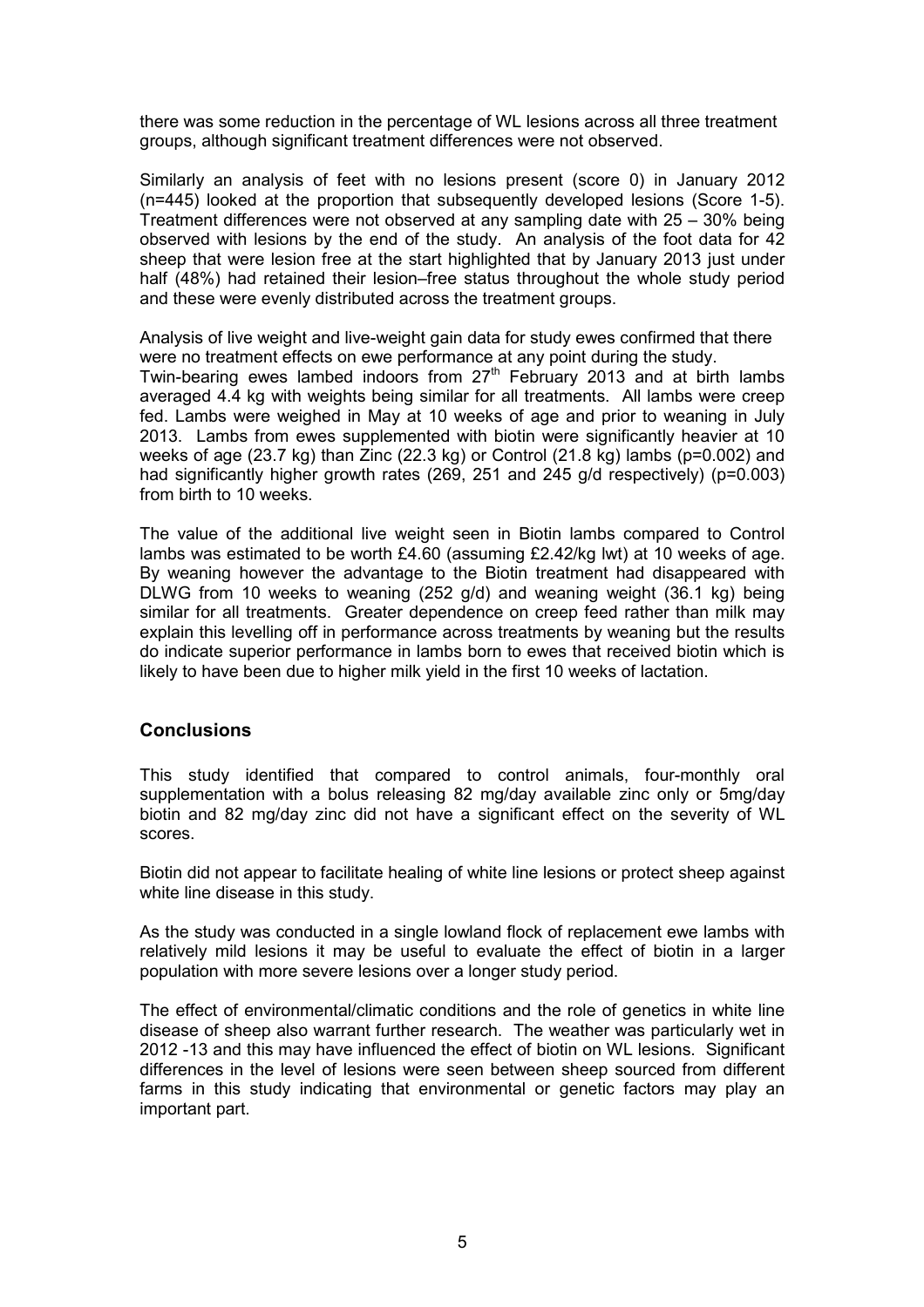there was some reduction in the percentage of WL lesions across all three treatment groups, although significant treatment differences were not observed.

Similarly an analysis of feet with no lesions present (score 0) in January 2012 (n=445) looked at the proportion that subsequently developed lesions (Score 1-5). Treatment differences were not observed at any sampling date with 25 – 30% being observed with lesions by the end of the study. An analysis of the foot data for 42 sheep that were lesion free at the start highlighted that by January 2013 just under half (48%) had retained their lesion–free status throughout the whole study period and these were evenly distributed across the treatment groups.

Analysis of live weight and live-weight gain data for study ewes confirmed that there were no treatment effects on ewe performance at any point during the study. Twin-bearing ewes lambed indoors from 27th February 2013 and at birth lambs averaged 4.4 kg with weights being similar for all treatments. All lambs were creep fed. Lambs were weighed in May at 10 weeks of age and prior to weaning in July 2013. Lambs from ewes supplemented with biotin were significantly heavier at 10 weeks of age (23.7 kg) than Zinc (22.3 kg) or Control (21.8 kg) lambs (p=0.002) and had significantly higher growth rates (269, 251 and 245 g/d respectively) (p=0.003) from birth to 10 weeks.

The value of the additional live weight seen in Biotin lambs compared to Control lambs was estimated to be worth £4.60 (assuming £2.42/kg lwt) at 10 weeks of age. By weaning however the advantage to the Biotin treatment had disappeared with DLWG from 10 weeks to weaning (252 g/d) and weaning weight (36.1 kg) being similar for all treatments. Greater dependence on creep feed rather than milk may explain this levelling off in performance across treatments by weaning but the results do indicate superior performance in lambs born to ewes that received biotin which is likely to have been due to higher milk yield in the first 10 weeks of lactation.

## Conclusions

This study identified that compared to control animals, four-monthly oral supplementation with a bolus releasing 82 mg/day available zinc only or 5mg/day biotin and 82 mg/day zinc did not have a significant effect on the severity of WL scores.

Biotin did not appear to facilitate healing of white line lesions or protect sheep against white line disease in this study.

As the study was conducted in a single lowland flock of replacement ewe lambs with relatively mild lesions it may be useful to evaluate the effect of biotin in a larger population with more severe lesions over a longer study period.

The effect of environmental/climatic conditions and the role of genetics in white line disease of sheep also warrant further research. The weather was particularly wet in 2012 -13 and this may have influenced the effect of biotin on WL lesions. Significant differences in the level of lesions were seen between sheep sourced from different farms in this study indicating that environmental or genetic factors may play an important part.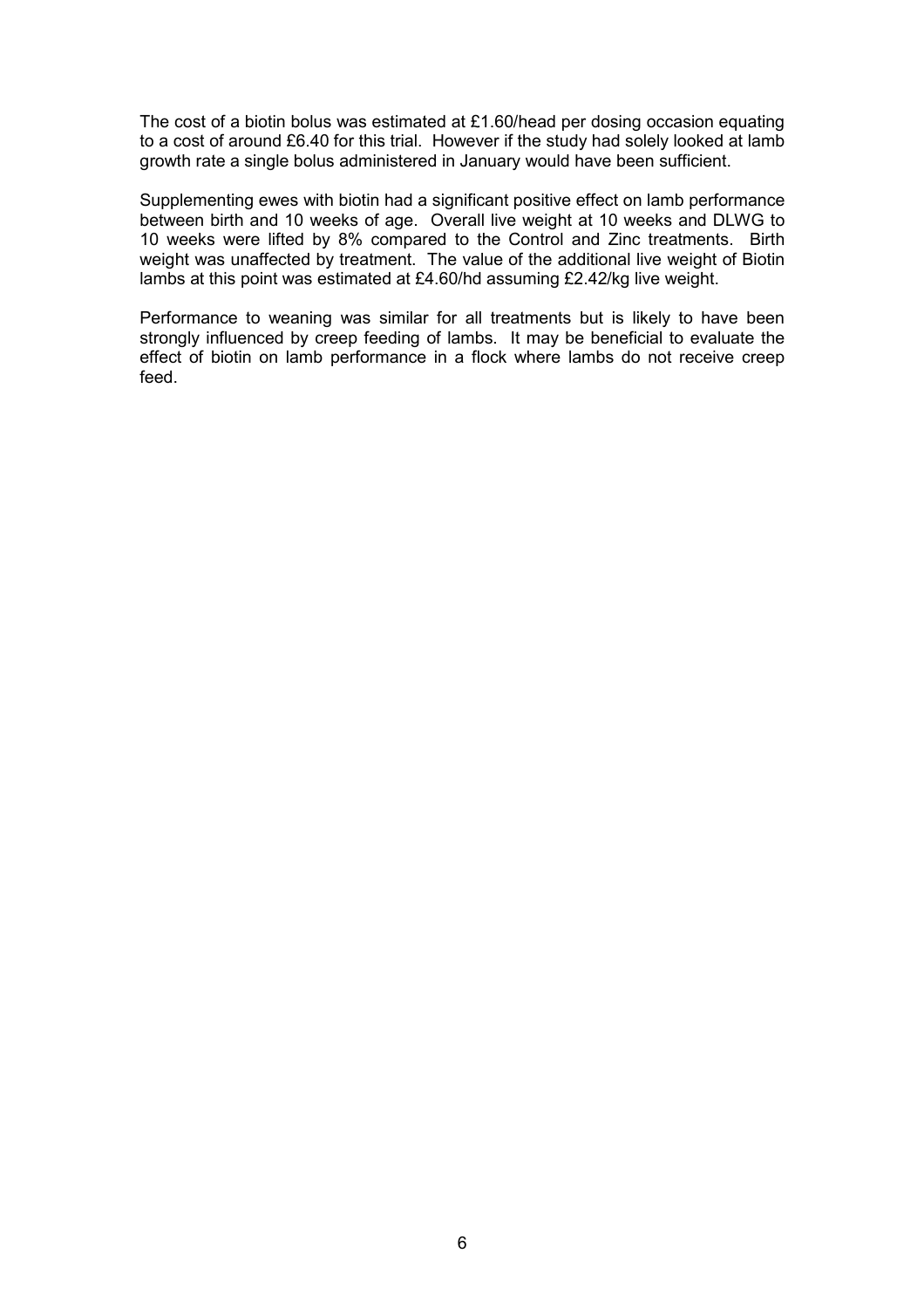The cost of a biotin bolus was estimated at £1.60/head per dosing occasion equating to a cost of around £6.40 for this trial. However if the study had solely looked at lamb growth rate a single bolus administered in January would have been sufficient.

Supplementing ewes with biotin had a significant positive effect on lamb performance between birth and 10 weeks of age. Overall live weight at 10 weeks and DLWG to 10 weeks were lifted by 8% compared to the Control and Zinc treatments. Birth weight was unaffected by treatment. The value of the additional live weight of Biotin lambs at this point was estimated at £4.60/hd assuming £2.42/kg live weight.

Performance to weaning was similar for all treatments but is likely to have been strongly influenced by creep feeding of lambs. It may be beneficial to evaluate the effect of biotin on lamb performance in a flock where lambs do not receive creep feed.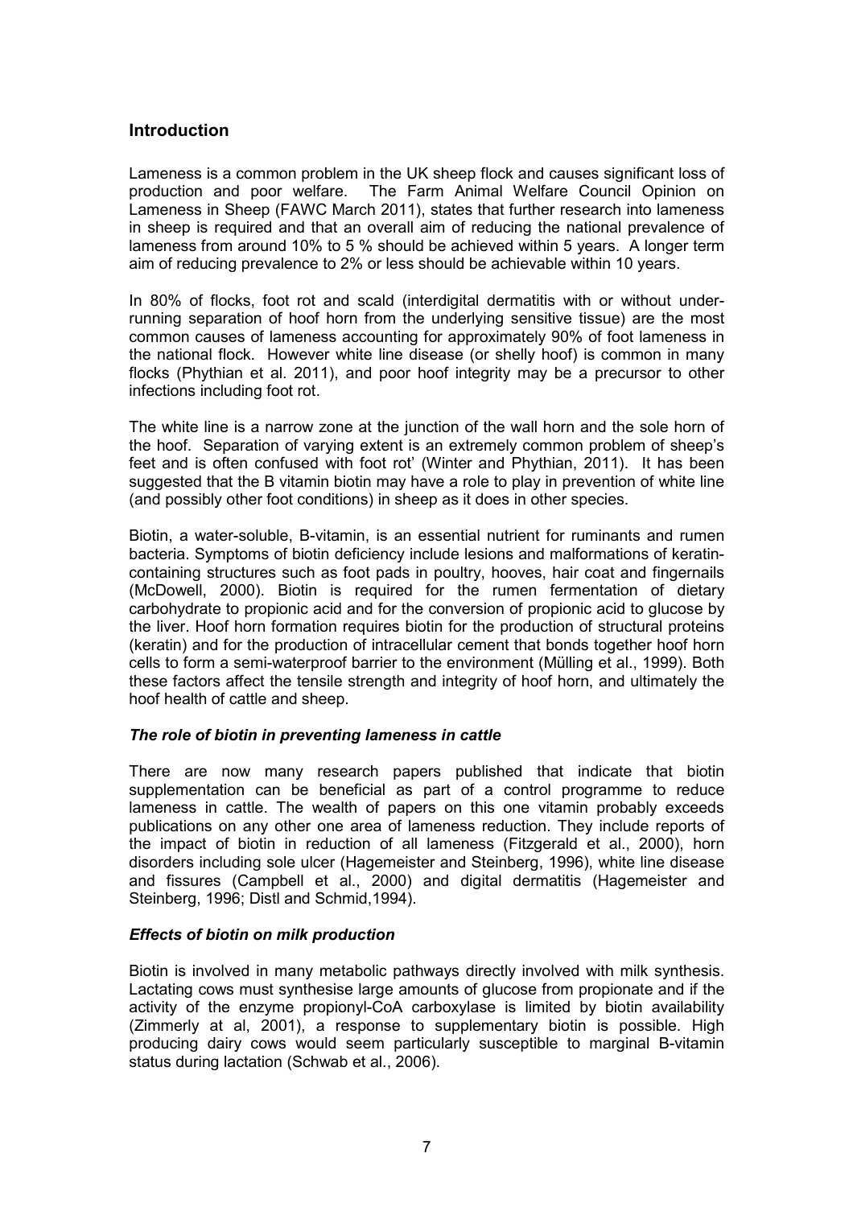## Introduction

Lameness is a common problem in the UK sheep flock and causes significant loss of production and poor welfare. The Farm Animal Welfare Council Opinion on Lameness in Sheep (FAWC March 2011), states that further research into lameness in sheep is required and that an overall aim of reducing the national prevalence of lameness from around 10% to 5 % should be achieved within 5 years. A longer term aim of reducing prevalence to 2% or less should be achievable within 10 years.

In 80% of flocks, foot rot and scald (interdigital dermatitis with or without under-running separation of hoof horn from the underlying sensitive tissue) are the most common causes of lameness accounting for approximately 90% of foot lameness in the national flock. However white line disease (or shelly hoof) is common in many flocks (Phythian et al. 2011), and poor hoof integrity may be a precursor to other infections including foot rot.

The white line is a narrow zone at the junction of the wall horn and the sole horn of the hoof. Separation of varying extent is an extremely common problem of sheep's feet and is often confused with foot rot' (Winter and Phythian, 2011). It has been suggested that the B vitamin biotin may have a role to play in prevention of white line (and possibly other foot conditions) in sheep as it does in other species.

Biotin, a water-soluble, B-vitamin, is an essential nutrient for ruminants and rumen bacteria. Symptoms of biotin deficiency include lesions and malformations of keratin-containing structures such as foot pads in poultry, hooves, hair coat and fingernails (McDowell, 2000). Biotin is required for the rumen fermentation of dietary carbohydrate to propionic acid and for the conversion of propionic acid to glucose by the liver. Hoof horn formation requires biotin for the production of structural proteins (keratin) and for the production of intracellular cement that bonds together hoof horn cells to form a semi-waterproof barrier to the environment (Mülling et al., 1999). Both these factors affect the tensile strength and integrity of hoof horn, and ultimately the hoof health of cattle and sheep.

### *The role of biotin in preventing lameness in cattle*

There are now many research papers published that indicate that biotin supplementation can be beneficial as part of a control programme to reduce lameness in cattle. The wealth of papers on this one vitamin probably exceeds publications on any other one area of lameness reduction. They include reports of the impact of biotin in reduction of all lameness (Fitzgerald et al., 2000), horn disorders including sole ulcer (Hagemeister and Steinberg, 1996), white line disease and fissures (Campbell et al., 2000) and digital dermatitis (Hagemeister and Steinberg, 1996; Distl and Schmid,1994).

### *Effects of biotin on milk production*

Biotin is involved in many metabolic pathways directly involved with milk synthesis. Lactating cows must synthesise large amounts of glucose from propionate and if the activity of the enzyme propionyl-CoA carboxylase is limited by biotin availability (Zimmerly at al, 2001), a response to supplementary biotin is possible. High producing dairy cows would seem particularly susceptible to marginal B-vitamin status during lactation (Schwab et al., 2006).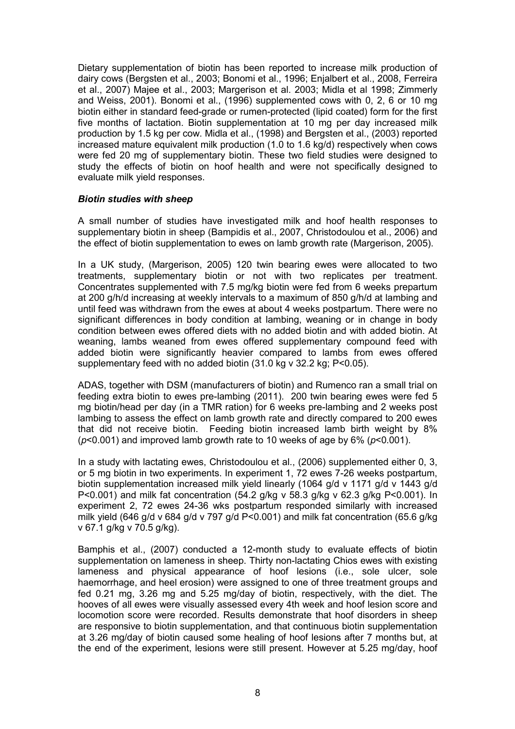Dietary supplementation of biotin has been reported to increase milk production of dairy cows (Bergsten et al., 2003; Bonomi et al., 1996; Enjalbert et al., 2008, Ferreira et al., 2007) Majee et al., 2003; Margerison et al. 2003; Midla et al 1998; Zimmerly and Weiss, 2001). Bonomi et al., (1996) supplemented cows with 0, 2, 6 or 10 mg biotin either in standard feed-grade or rumen-protected (lipid coated) form for the first five months of lactation. Biotin supplementation at 10 mg per day increased milk production by 1.5 kg per cow. Midla et al., (1998) and Bergsten et al., (2003) reported increased mature equivalent milk production (1.0 to 1.6 kg/d) respectively when cows were fed 20 mg of supplementary biotin. These two field studies were designed to study the effects of biotin on hoof health and were not specifically designed to evaluate milk yield responses.

### *Biotin studies with sheep*

A small number of studies have investigated milk and hoof health responses to supplementary biotin in sheep (Bampidis et al., 2007, Christodoulou et al., 2006) and the effect of biotin supplementation to ewes on lamb growth rate (Margerison, 2005).

In a UK study, (Margerison, 2005) 120 twin bearing ewes were allocated to two treatments, supplementary biotin or not with two replicates per treatment. Concentrates supplemented with 7.5 mg/kg biotin were fed from 6 weeks prepartum at 200 g/h/d increasing at weekly intervals to a maximum of 850 g/h/d at lambing and until feed was withdrawn from the ewes at about 4 weeks postpartum. There were no significant differences in body condition at lambing, weaning or in change in body condition between ewes offered diets with no added biotin and with added biotin. At weaning, lambs weaned from ewes offered supplementary compound feed with added biotin were significantly heavier compared to lambs from ewes offered supplementary feed with no added biotin (31.0 kg v 32.2 kg; P<0.05).

ADAS, together with DSM (manufacturers of biotin) and Rumenco ran a small trial on feeding extra biotin to ewes pre-lambing (2011). 200 twin bearing ewes were fed 5 mg biotin/head per day (in a TMR ration) for 6 weeks pre-lambing and 2 weeks post lambing to assess the effect on lamb growth rate and directly compared to 200 ewes that did not receive biotin. Feeding biotin increased lamb birth weight by 8% ($p$<0.001) and improved lamb growth rate to 10 weeks of age by 6% ($p$<0.001).

In a study with lactating ewes, Christodoulou et al., (2006) supplemented either 0, 3, or 5 mg biotin in two experiments. In experiment 1, 72 ewes 7-26 weeks postpartum, biotin supplementation increased milk yield linearly (1064 g/d v 1171 g/d v 1443 g/d P<0.001) and milk fat concentration (54.2 g/kg v 58.3 g/kg v 62.3 g/kg P<0.001). In experiment 2, 72 ewes 24-36 wks postpartum responded similarly with increased milk yield (646 g/d v 684 g/d v 797 g/d P<0.001) and milk fat concentration (65.6 g/kg v 67.1 g/kg v 70.5 g/kg).

Bamphis et al., (2007) conducted a 12-month study to evaluate effects of biotin supplementation on lameness in sheep. Thirty non-lactating Chios ewes with existing lameness and physical appearance of hoof lesions (i.e., sole ulcer, sole haemorrhage, and heel erosion) were assigned to one of three treatment groups and fed 0.21 mg, 3.26 mg and 5.25 mg/day of biotin, respectively, with the diet. The hooves of all ewes were visually assessed every 4th week and hoof lesion score and locomotion score were recorded. Results demonstrate that hoof disorders in sheep are responsive to biotin supplementation, and that continuous biotin supplementation at 3.26 mg/day of biotin caused some healing of hoof lesions after 7 months but, at the end of the experiment, lesions were still present. However at 5.25 mg/day, hoof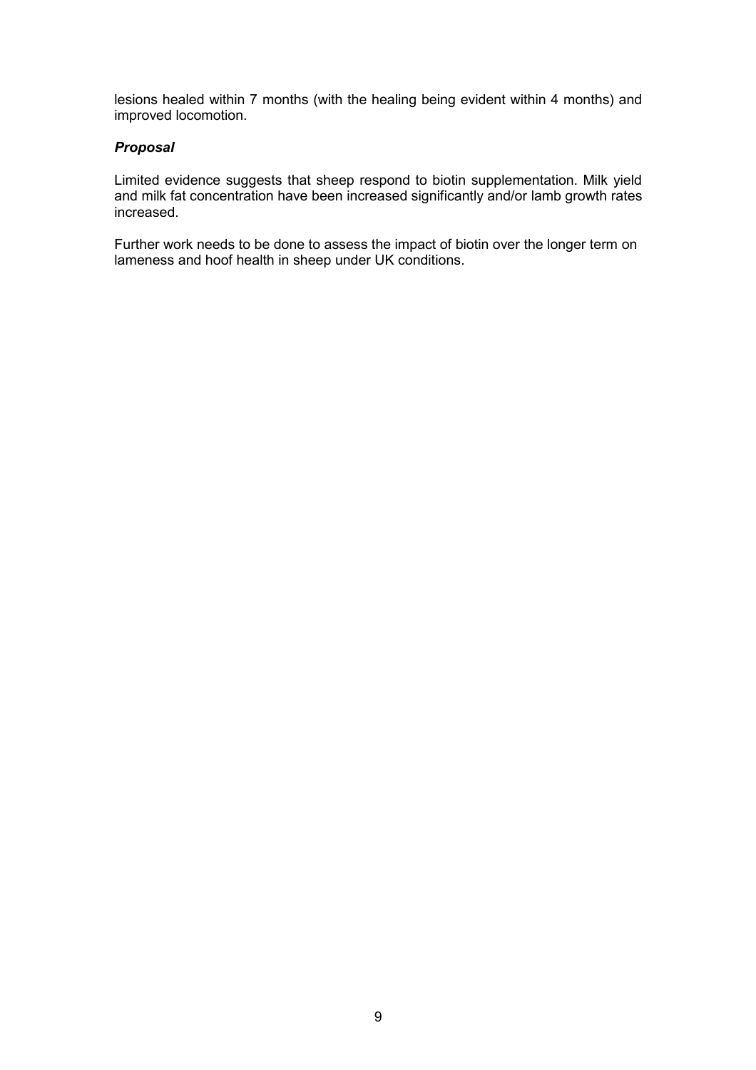lesions healed within 7 months (with the healing being evident within 4 months) and improved locomotion.

### *Proposal*

Limited evidence suggests that sheep respond to biotin supplementation. Milk yield and milk fat concentration have been increased significantly and/or lamb growth rates increased.

Further work needs to be done to assess the impact of biotin over the longer term on lameness and hoof health in sheep under UK conditions.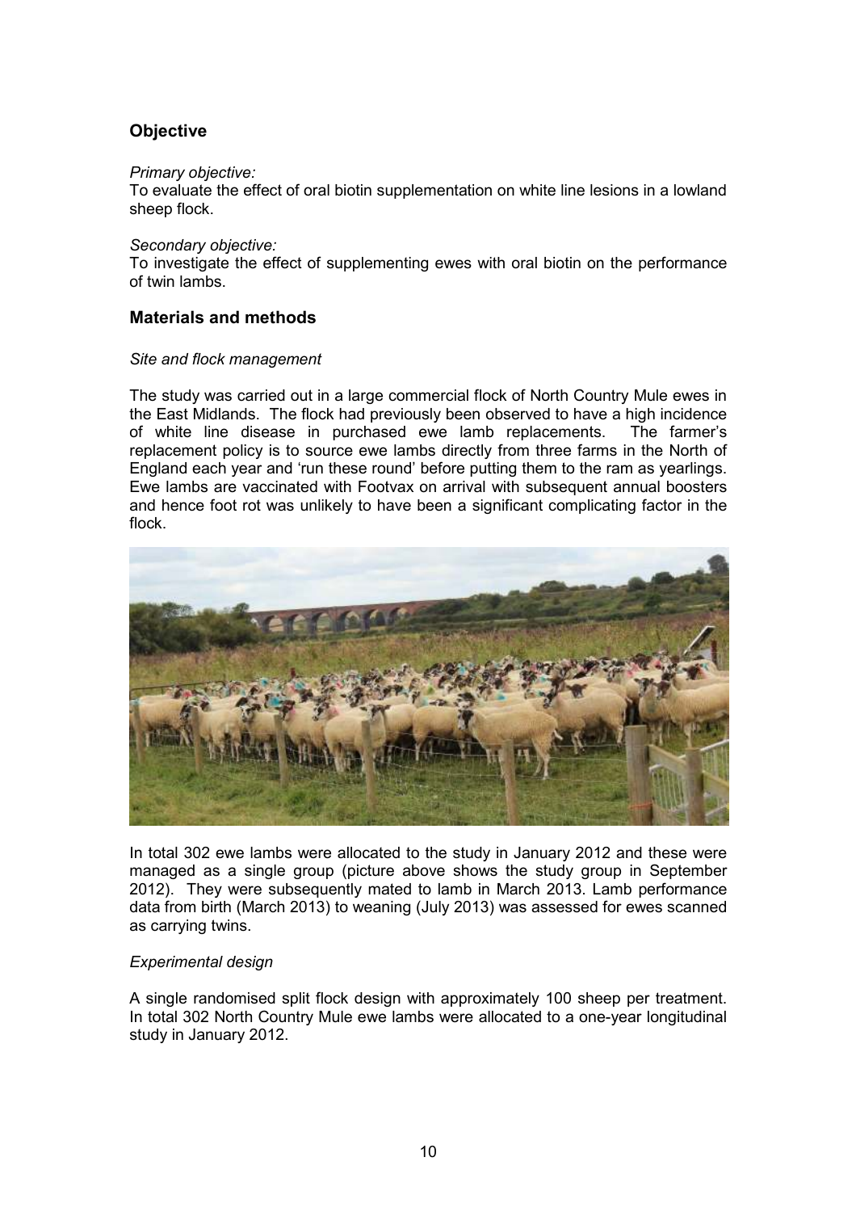## Objective

*Primary objective:*

To evaluate the effect of oral biotin supplementation on white line lesions in a lowland sheep flock.

*Secondary objective:*

To investigate the effect of supplementing ewes with oral biotin on the performance of twin lambs.

## Materials and methods

*Site and flock management*

The study was carried out in a large commercial flock of North Country Mule ewes in the East Midlands. The flock had previously been observed to have a high incidence of white line disease in purchased ewe lamb replacements. The farmer's replacement policy is to source ewe lambs directly from three farms in the North of England each year and 'run these round' before putting them to the ram as yearlings. Ewe lambs are vaccinated with Footvax on arrival with subsequent annual boosters and hence foot rot was unlikely to have been a significant complicating factor in the flock.

In total 302 ewe lambs were allocated to the study in January 2012 and these were managed as a single group (picture above shows the study group in September 2012). They were subsequently mated to lamb in March 2013. Lamb performance data from birth (March 2013) to weaning (July 2013) was assessed for ewes scanned as carrying twins.

*Experimental design*

A single randomised split flock design with approximately 100 sheep per treatment. In total 302 North Country Mule ewe lambs were allocated to a one-year longitudinal study in January 2012.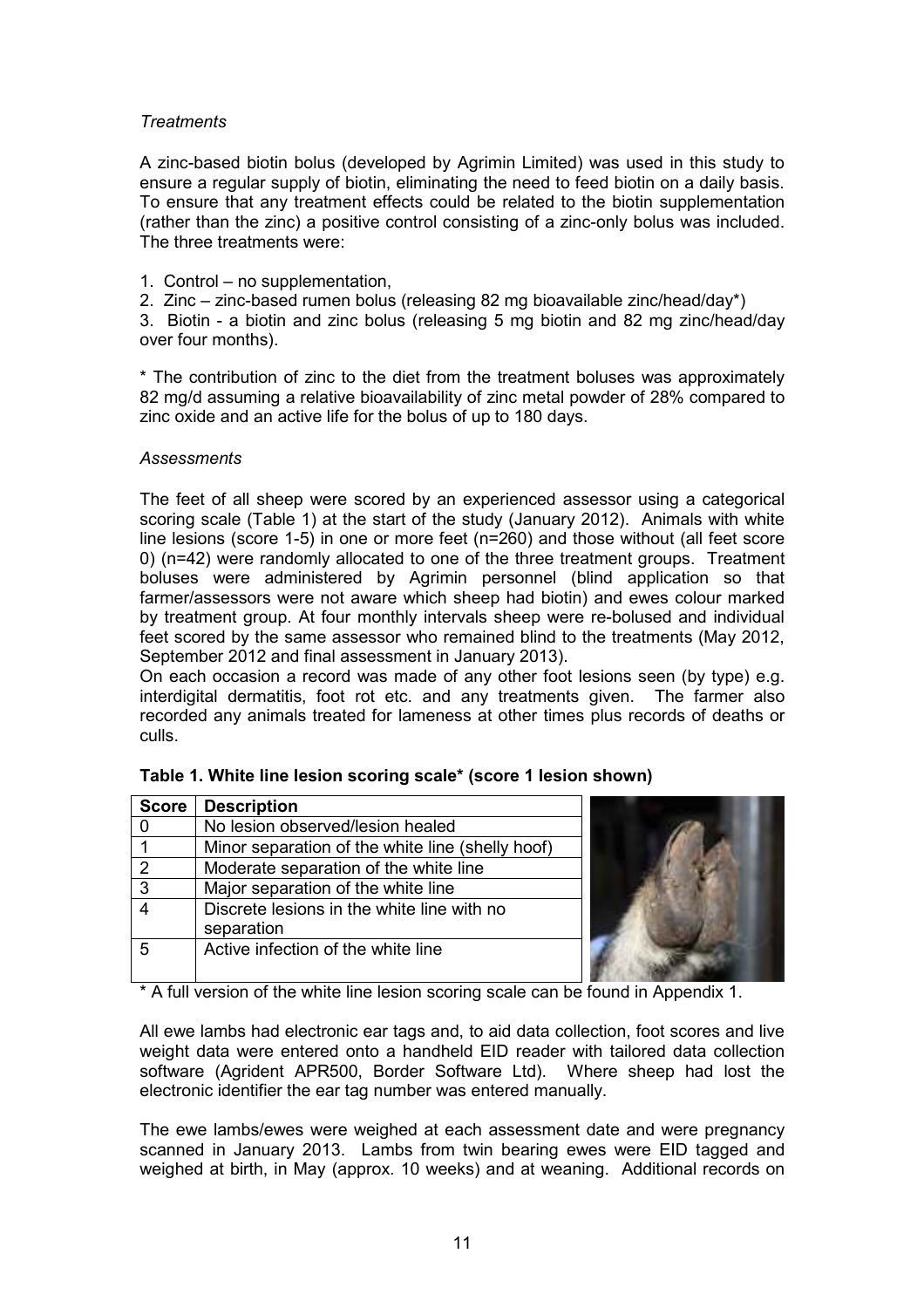*Treatments*

A zinc-based biotin bolus (developed by Agrimin Limited) was used in this study to ensure a regular supply of biotin, eliminating the need to feed biotin on a daily basis. To ensure that any treatment effects could be related to the biotin supplementation (rather than the zinc) a positive control consisting of a zinc-only bolus was included. The three treatments were:

1. Control – no supplementation,
2. Zinc – zinc-based rumen bolus (releasing 82 mg bioavailable zinc/head/day*)
3. Biotin - a biotin and zinc bolus (releasing 5 mg biotin and 82 mg zinc/head/day over four months).

* The contribution of zinc to the diet from the treatment boluses was approximately 82 mg/d assuming a relative bioavailability of zinc metal powder of 28% compared to zinc oxide and an active life for the bolus of up to 180 days.

*Assessments*

The feet of all sheep were scored by an experienced assessor using a categorical scoring scale (Table 1) at the start of the study (January 2012). Animals with white line lesions (score 1-5) in one or more feet (n=260) and those without (all feet score 0) (n=42) were randomly allocated to one of the three treatment groups. Treatment boluses were administered by Agrimin personnel (blind application so that farmer/assessors were not aware which sheep had biotin) and ewes colour marked by treatment group. At four monthly intervals sheep were re-bolused and individual feet scored by the same assessor who remained blind to the treatments (May 2012, September 2012 and final assessment in January 2013).

On each occasion a record was made of any other foot lesions seen (by type) e.g. interdigital dermatitis, foot rot etc. and any treatments given. The farmer also recorded any animals treated for lameness at other times plus records of deaths or culls.

**Table 1. White line lesion scoring scale* (score 1 lesion shown)**

| Score | Description |
|---|---|
| 0 | No lesion observed/lesion healed |
| 1 | Minor separation of the white line (shelly hoof) |
| 2 | Moderate separation of the white line |
| 3 | Major separation of the white line |
| 4 | Discrete lesions in the white line with no separation |
| 5 | Active infection of the white line |

* A full version of the white line lesion scoring scale can be found in Appendix 1.

All ewe lambs had electronic ear tags and, to aid data collection, foot scores and live weight data were entered onto a handheld EID reader with tailored data collection software (Agrident APR500, Border Software Ltd). Where sheep had lost the electronic identifier the ear tag number was entered manually.

The ewe lambs/ewes were weighed at each assessment date and were pregnancy scanned in January 2013. Lambs from twin bearing ewes were EID tagged and weighed at birth, in May (approx. 10 weeks) and at weaning. Additional records on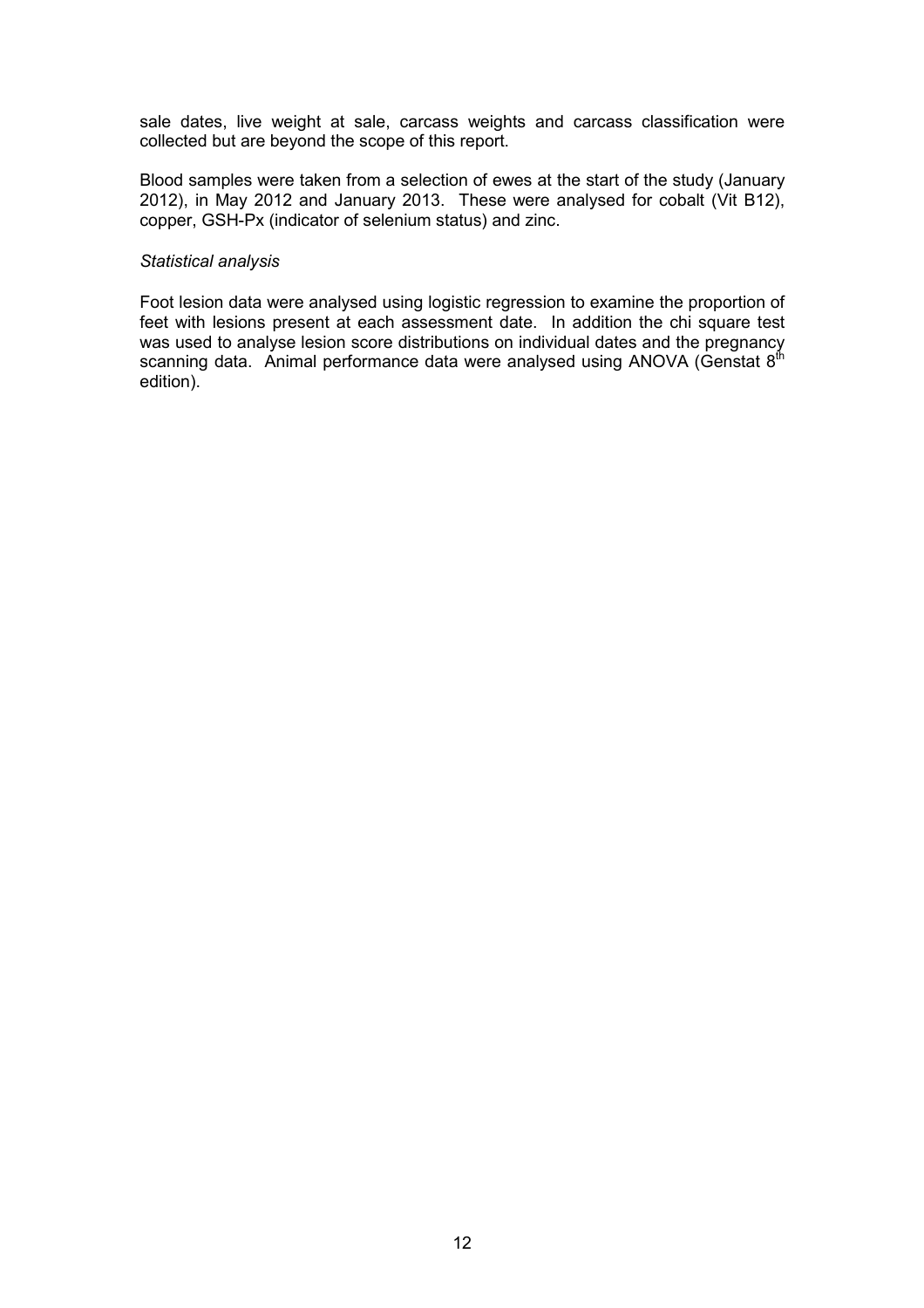sale dates, live weight at sale, carcass weights and carcass classification were collected but are beyond the scope of this report.

Blood samples were taken from a selection of ewes at the start of the study (January 2012), in May 2012 and January 2013. These were analysed for cobalt (Vit B12), copper, GSH-Px (indicator of selenium status) and zinc.

*Statistical analysis*

Foot lesion data were analysed using logistic regression to examine the proportion of feet with lesions present at each assessment date. In addition the chi square test was used to analyse lesion score distributions on individual dates and the pregnancy scanning data. Animal performance data were analysed using ANOVA (Genstat 8$^{th}$ edition).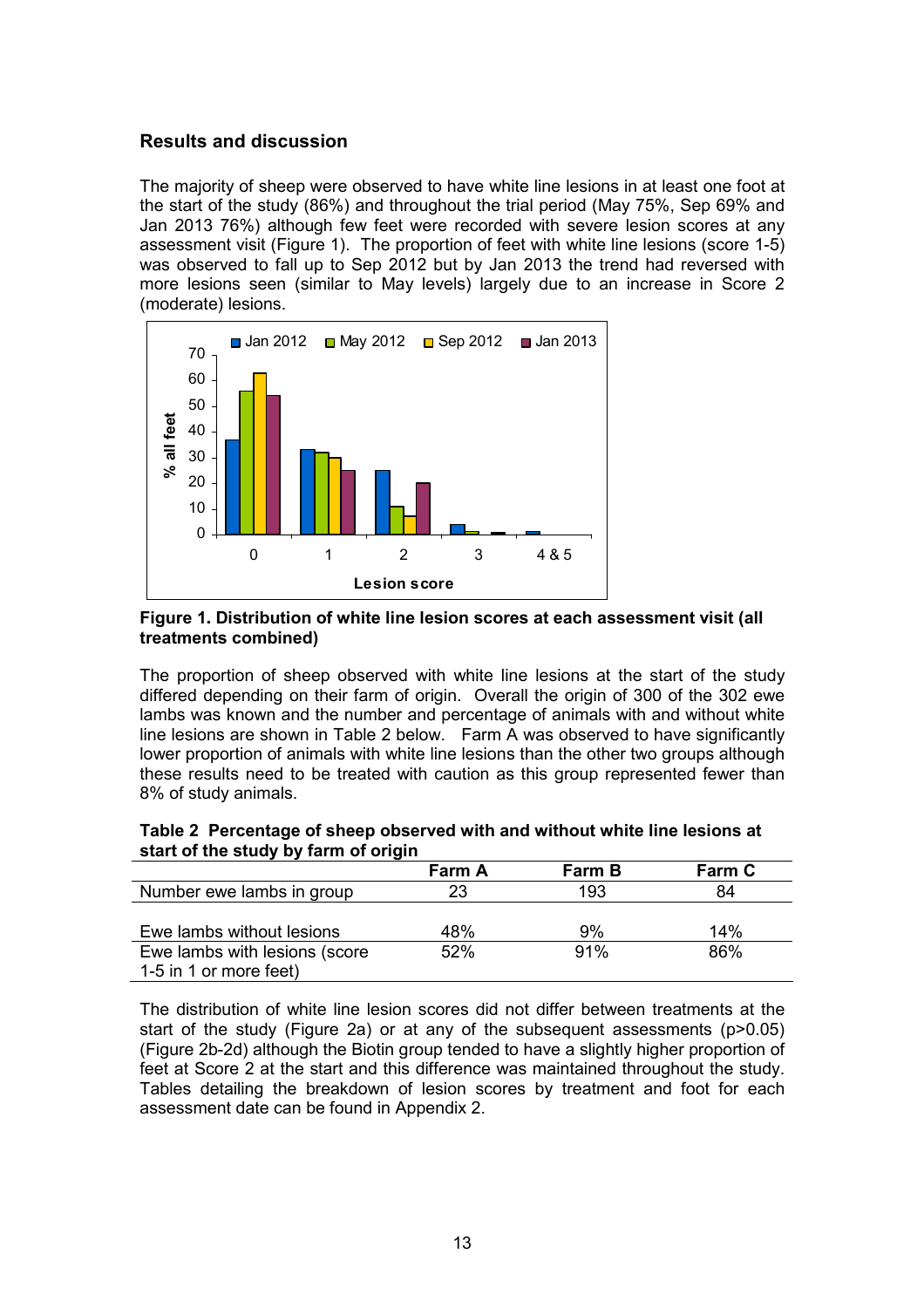## Results and discussion

The majority of sheep were observed to have white line lesions in at least one foot at the start of the study (86%) and throughout the trial period (May 75%, Sep 69% and Jan 2013 76%) although few feet were recorded with severe lesion scores at any assessment visit (Figure 1). The proportion of feet with white line lesions (score 1-5) was observed to fall up to Sep 2012 but by Jan 2013 the trend had reversed with more lesions seen (similar to May levels) largely due to an increase in Score 2 (moderate) lesions.

**Figure 1. Distribution of white line lesion scores at each assessment visit (all treatments combined)**

The proportion of sheep observed with white line lesions at the start of the study differed depending on their farm of origin. Overall the origin of 300 of the 302 ewe lambs was known and the number and percentage of animals with and without white line lesions are shown in Table 2 below. Farm A was observed to have significantly lower proportion of animals with white line lesions than the other two groups although these results need to be treated with caution as this group represented fewer than 8% of study animals.

**Table 2 Percentage of sheep observed with and without white line lesions at start of the study by farm of origin**

| | Farm A | Farm B | Farm C |
|---|---|---|---|
| Number ewe lambs in group | 23 | 193 | 84 |
| Ewe lambs without lesions | 48% | 9% | 14% |
| Ewe lambs with lesions (score 1-5 in 1 or more feet) | 52% | 91% | 86% |

The distribution of white line lesion scores did not differ between treatments at the start of the study (Figure 2a) or at any of the subsequent assessments ($p>0.05$) (Figure 2b-2d) although the Biotin group tended to have a slightly higher proportion of feet at Score 2 at the start and this difference was maintained throughout the study. Tables detailing the breakdown of lesion scores by treatment and foot for each assessment date can be found in Appendix 2.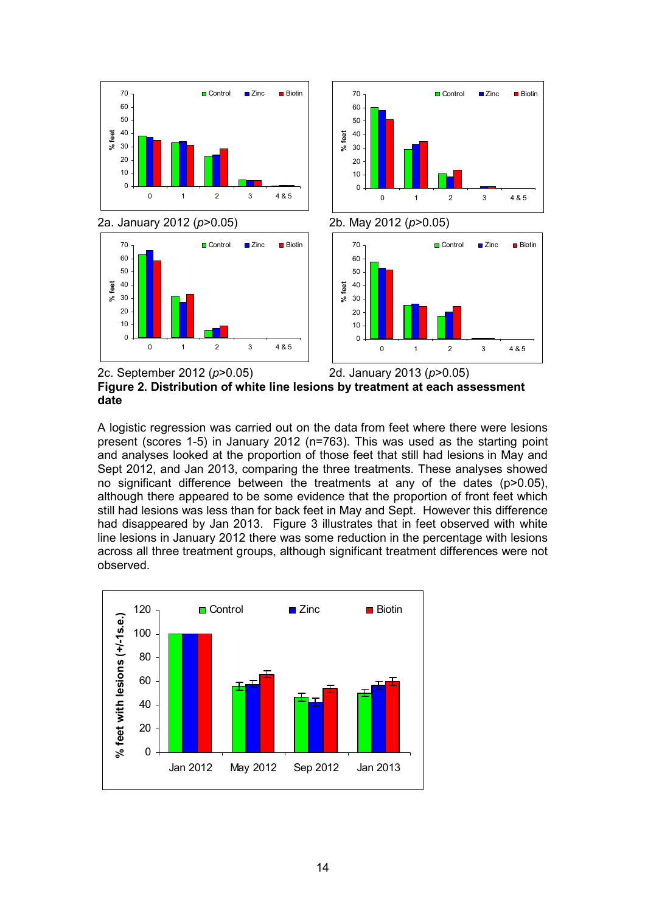2a. January 2012 ($p$>0.05)

2b. May 2012 ($p$>0.05)

2c. September 2012 ($p$>0.05)

2d. January 2013 ($p$>0.05)

**Figure 2. Distribution of white line lesions by treatment at each assessment date**

A logistic regression was carried out on the data from feet where there were lesions present (scores 1-5) in January 2012 (n=763). This was used as the starting point and analyses looked at the proportion of those feet that still had lesions in May and Sept 2012, and Jan 2013, comparing the three treatments. These analyses showed no significant difference between the treatments at any of the dates (p>0.05), although there appeared to be some evidence that the proportion of front feet which still had lesions was less than for back feet in May and Sept. However this difference had disappeared by Jan 2013. Figure 3 illustrates that in feet observed with white line lesions in January 2012 there was some reduction in the percentage with lesions across all three treatment groups, although significant treatment differences were not observed.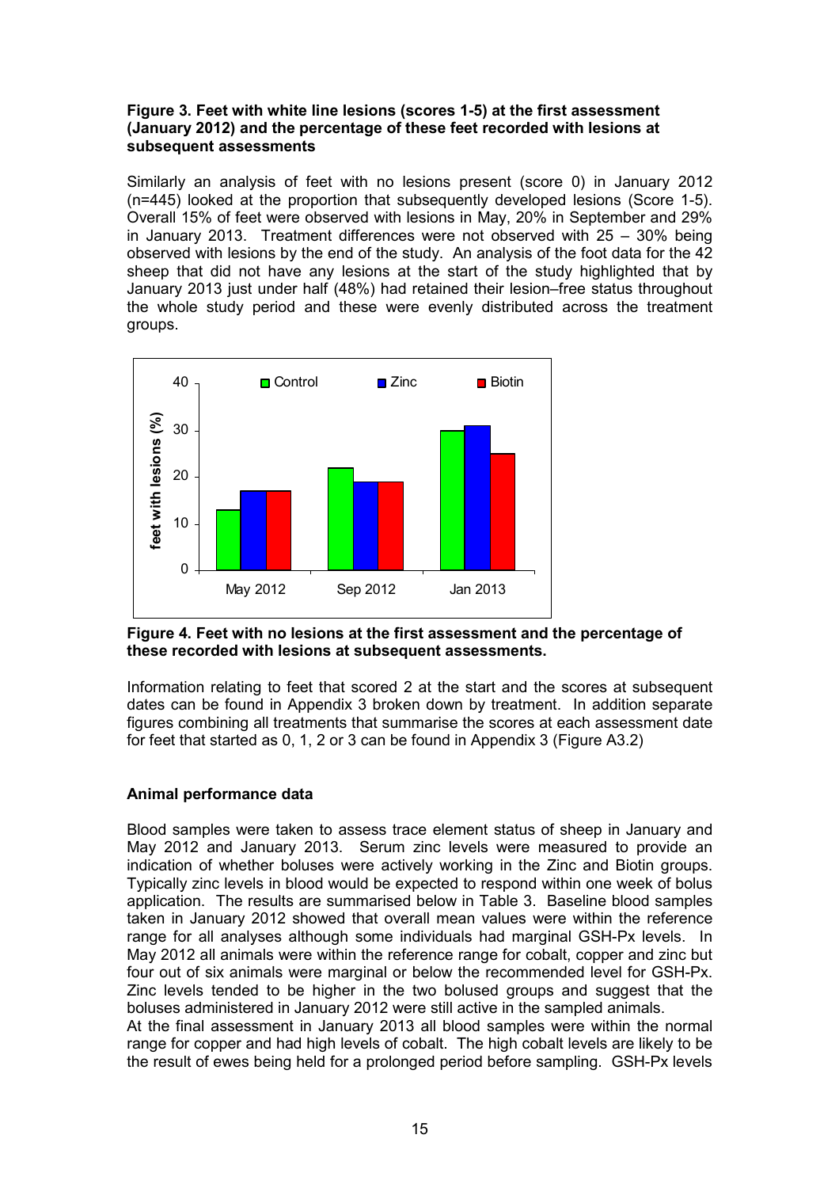**Figure 3. Feet with white line lesions (scores 1-5) at the first assessment (January 2012) and the percentage of these feet recorded with lesions at subsequent assessments**

Similarly an analysis of feet with no lesions present (score 0) in January 2012 (n=445) looked at the proportion that subsequently developed lesions (Score 1-5). Overall 15% of feet were observed with lesions in May, 20% in September and 29% in January 2013. Treatment differences were not observed with 25 – 30% being observed with lesions by the end of the study. An analysis of the foot data for the 42 sheep that did not have any lesions at the start of the study highlighted that by January 2013 just under half (48%) had retained their lesion–free status throughout the whole study period and these were evenly distributed across the treatment groups.

**Figure 4. Feet with no lesions at the first assessment and the percentage of these recorded with lesions at subsequent assessments.**

Information relating to feet that scored 2 at the start and the scores at subsequent dates can be found in Appendix 3 broken down by treatment. In addition separate figures combining all treatments that summarise the scores at each assessment date for feet that started as 0, 1, 2 or 3 can be found in Appendix 3 (Figure A3.2)

### Animal performance data

Blood samples were taken to assess trace element status of sheep in January and May 2012 and January 2013. Serum zinc levels were measured to provide an indication of whether boluses were actively working in the Zinc and Biotin groups. Typically zinc levels in blood would be expected to respond within one week of bolus application. The results are summarised below in Table 3. Baseline blood samples taken in January 2012 showed that overall mean values were within the reference range for all analyses although some individuals had marginal GSH-Px levels. In May 2012 all animals were within the reference range for cobalt, copper and zinc but four out of six animals were marginal or below the recommended level for GSH-Px. Zinc levels tended to be higher in the two bolused groups and suggest that the boluses administered in January 2012 were still active in the sampled animals.
At the final assessment in January 2013 all blood samples were within the normal range for copper and had high levels of cobalt. The high cobalt levels are likely to be the result of ewes being held for a prolonged period before sampling. GSH-Px levels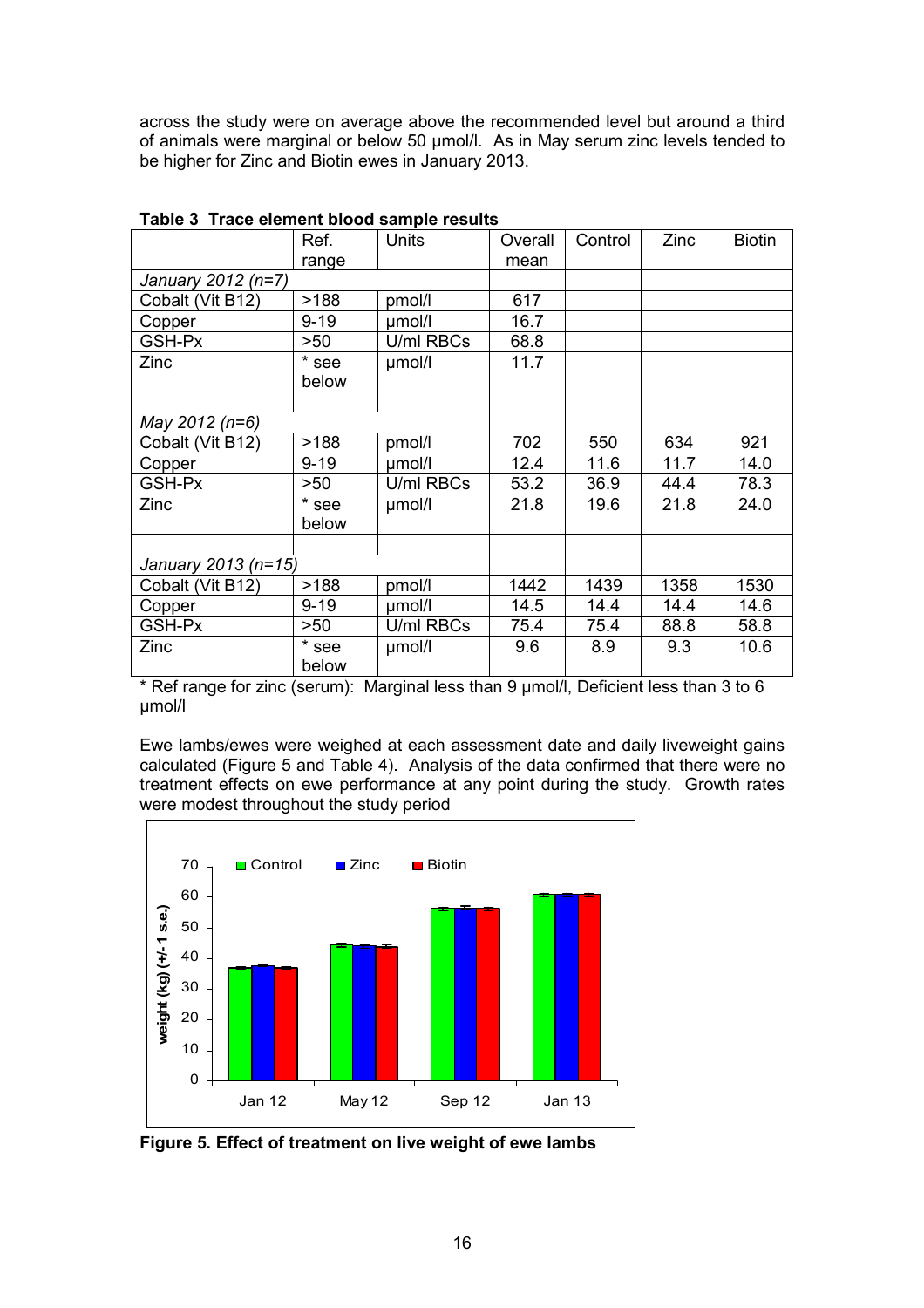across the study were on average above the recommended level but around a third of animals were marginal or below 50 µmol/l. As in May serum zinc levels tended to be higher for Zinc and Biotin ewes in January 2013.

**Table 3 Trace element blood sample results**

| | Ref. range | Units | Overall mean | Control | Zinc | Biotin |
|---|---|---|---|---|---|---|
| *January 2012 (n=7)* | | | | | | |
| Cobalt (Vit B12) | >188 | pmol/l | 617 | | | |
| Copper | 9-19 | µmol/l | 16.7 | | | |
| GSH-Px | >50 | U/ml RBCs | 68.8 | | | |
| Zinc | * see below | µmol/l | 11.7 | | | |
| | | | | | | |
| *May 2012 (n=6)* | | | | | | |
| Cobalt (Vit B12) | >188 | pmol/l | 702 | 550 | 634 | 921 |
| Copper | 9-19 | µmol/l | 12.4 | 11.6 | 11.7 | 14.0 |
| GSH-Px | >50 | U/ml RBCs | 53.2 | 36.9 | 44.4 | 78.3 |
| Zinc | * see below | µmol/l | 21.8 | 19.6 | 21.8 | 24.0 |
| | | | | | | |
| *January 2013 (n=15)* | | | | | | |
| Cobalt (Vit B12) | >188 | pmol/l | 1442 | 1439 | 1358 | 1530 |
| Copper | 9-19 | µmol/l | 14.5 | 14.4 | 14.4 | 14.6 |
| GSH-Px | >50 | U/ml RBCs | 75.4 | 75.4 | 88.8 | 58.8 |
| Zinc | * see below | µmol/l | 9.6 | 8.9 | 9.3 | 10.6 |

* Ref range for zinc (serum): Marginal less than 9 µmol/l, Deficient less than 3 to 6 µmol/l

Ewe lambs/ewes were weighed at each assessment date and daily liveweight gains calculated (Figure 5 and Table 4). Analysis of the data confirmed that there were no treatment effects on ewe performance at any point during the study. Growth rates were modest throughout the study period

**Figure 5. Effect of treatment on live weight of ewe lambs**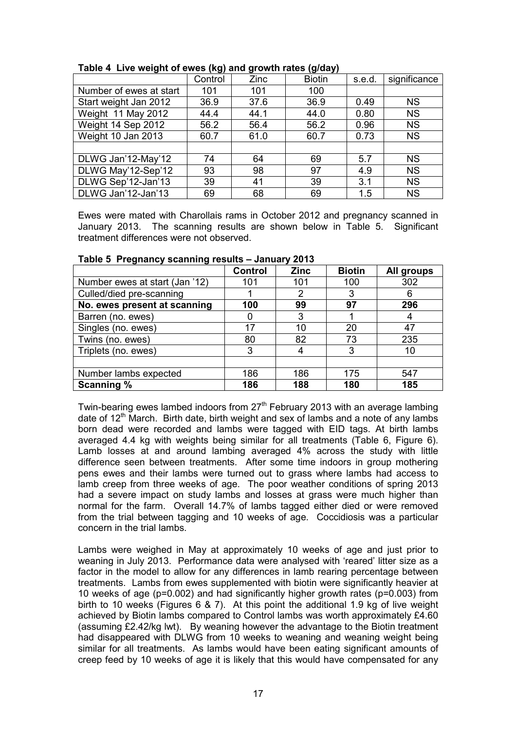**Table 4 Live weight of ewes (kg) and growth rates (g/day)**

| | Control | Zinc | Biotin | s.e.d. | significance |
|---|---|---|---|---|---|
| Number of ewes at start | 101 | 101 | 100 | | |
| Start weight Jan 2012 | 36.9 | 37.6 | 36.9 | 0.49 | NS |
| Weight 11 May 2012 | 44.4 | 44.1 | 44.0 | 0.80 | NS |
| Weight 14 Sep 2012 | 56.2 | 56.4 | 56.2 | 0.96 | NS |
| Weight 10 Jan 2013 | 60.7 | 61.0 | 60.7 | 0.73 | NS |
| | | | | | |
| DLWG Jan'12-May'12 | 74 | 64 | 69 | 5.7 | NS |
| DLWG May'12-Sep'12 | 93 | 98 | 97 | 4.9 | NS |
| DLWG Sep'12-Jan'13 | 39 | 41 | 39 | 3.1 | NS |
| DLWG Jan'12-Jan'13 | 69 | 68 | 69 | 1.5 | NS |

Ewes were mated with Charollais rams in October 2012 and pregnancy scanned in January 2013. The scanning results are shown below in Table 5. Significant treatment differences were not observed.

**Table 5 Pregnancy scanning results – January 2013**

| | **Control** | **Zinc** | **Biotin** | **All groups** |
|---|---|---|---|---|
| Number ewes at start (Jan '12) | 101 | 101 | 100 | 302 |
| Culled/died pre-scanning | 1 | 2 | 3 | 6 |
| **No. ewes present at scanning** | **100** | **99** | **97** | **296** |
| Barren (no. ewes) | 0 | 3 | 1 | 4 |
| Singles (no. ewes) | 17 | 10 | 20 | 47 |
| Twins (no. ewes) | 80 | 82 | 73 | 235 |
| Triplets (no. ewes) | 3 | 4 | 3 | 10 |
| | | | | |
| Number lambs expected | 186 | 186 | 175 | 547 |
| **Scanning %** | **186** | **188** | **180** | **185** |

Twin-bearing ewes lambed indoors from 27th February 2013 with an average lambing date of 12th March. Birth date, birth weight and sex of lambs and a note of any lambs born dead were recorded and lambs were tagged with EID tags. At birth lambs averaged 4.4 kg with weights being similar for all treatments (Table 6, Figure 6). Lamb losses at and around lambing averaged 4% across the study with little difference seen between treatments. After some time indoors in group mothering pens ewes and their lambs were turned out to grass where lambs had access to lamb creep from three weeks of age. The poor weather conditions of spring 2013 had a severe impact on study lambs and losses at grass were much higher than normal for the farm. Overall 14.7% of lambs tagged either died or were removed from the trial between tagging and 10 weeks of age. Coccidiosis was a particular concern in the trial lambs.

Lambs were weighed in May at approximately 10 weeks of age and just prior to weaning in July 2013. Performance data were analysed with 'reared' litter size as a factor in the model to allow for any differences in lamb rearing percentage between treatments. Lambs from ewes supplemented with biotin were significantly heavier at 10 weeks of age ($p=0.002$) and had significantly higher growth rates ($p=0.003$) from birth to 10 weeks (Figures 6 & 7). At this point the additional 1.9 kg of live weight achieved by Biotin lambs compared to Control lambs was worth approximately £4.60 (assuming £2.42/kg lwt). By weaning however the advantage to the Biotin treatment had disappeared with DLWG from 10 weeks to weaning and weaning weight being similar for all treatments. As lambs would have been eating significant amounts of creep feed by 10 weeks of age it is likely that this would have compensated for any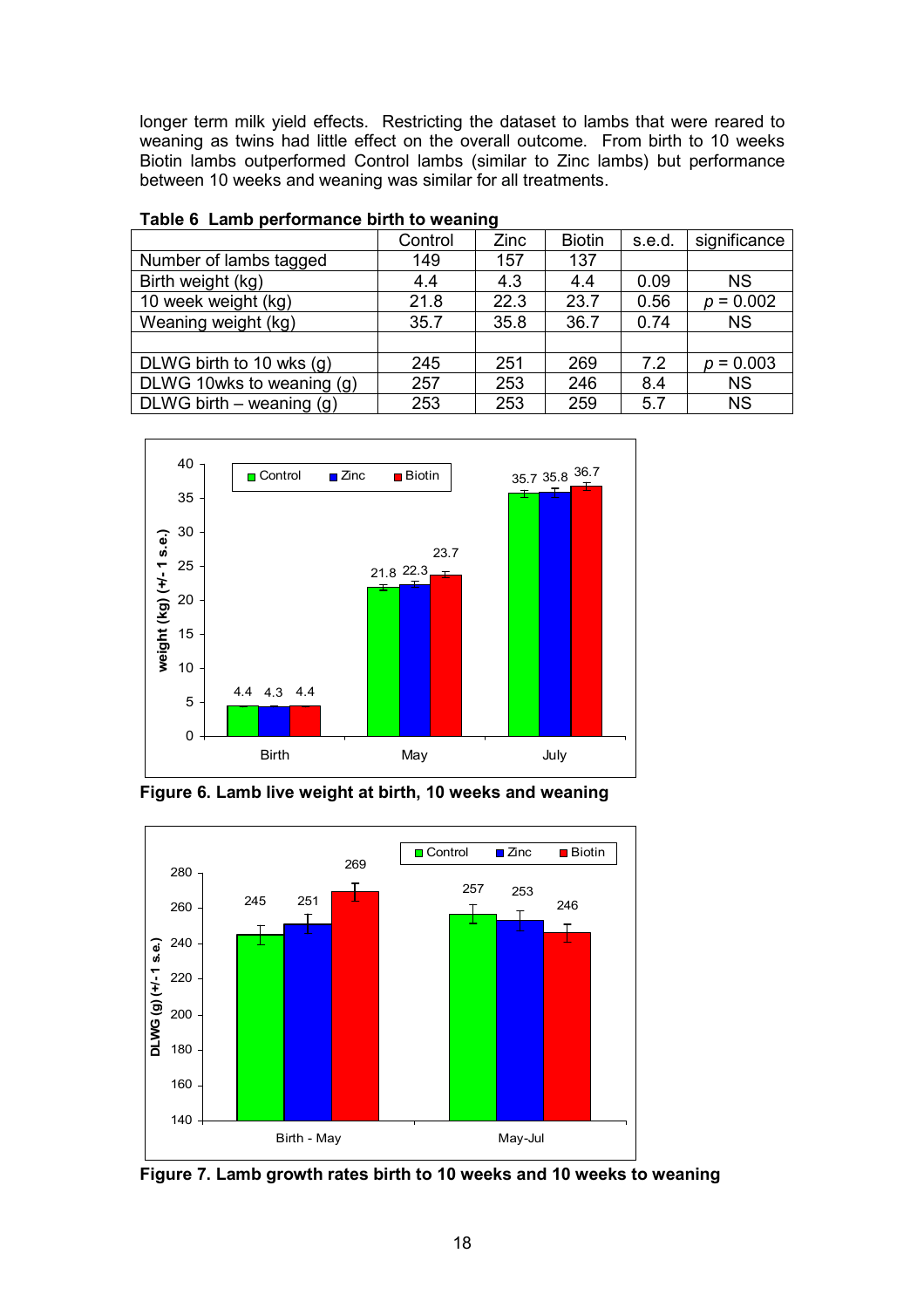longer term milk yield effects. Restricting the dataset to lambs that were reared to weaning as twins had little effect on the overall outcome. From birth to 10 weeks Biotin lambs outperformed Control lambs (similar to Zinc lambs) but performance between 10 weeks and weaning was similar for all treatments.

**Table 6 Lamb performance birth to weaning**

| | Control | Zinc | Biotin | s.e.d. | significance |
|---|---|---|---|---|---|
| Number of lambs tagged | 149 | 157 | 137 | | |
| Birth weight (kg) | 4.4 | 4.3 | 4.4 | 0.09 | NS |
| 10 week weight (kg) | 21.8 | 22.3 | 23.7 | 0.56 | $p$ = 0.002 |
| Weaning weight (kg) | 35.7 | 35.8 | 36.7 | 0.74 | NS |
| | | | | | |
| DLWG birth to 10 wks (g) | 245 | 251 | 269 | 7.2 | $p$ = 0.003 |
| DLWG 10wks to weaning (g) | 257 | 253 | 246 | 8.4 | NS |
| DLWG birth – weaning (g) | 253 | 253 | 259 | 5.7 | NS |

**Figure 6. Lamb live weight at birth, 10 weeks and weaning**

**Figure 7. Lamb growth rates birth to 10 weeks and 10 weeks to weaning**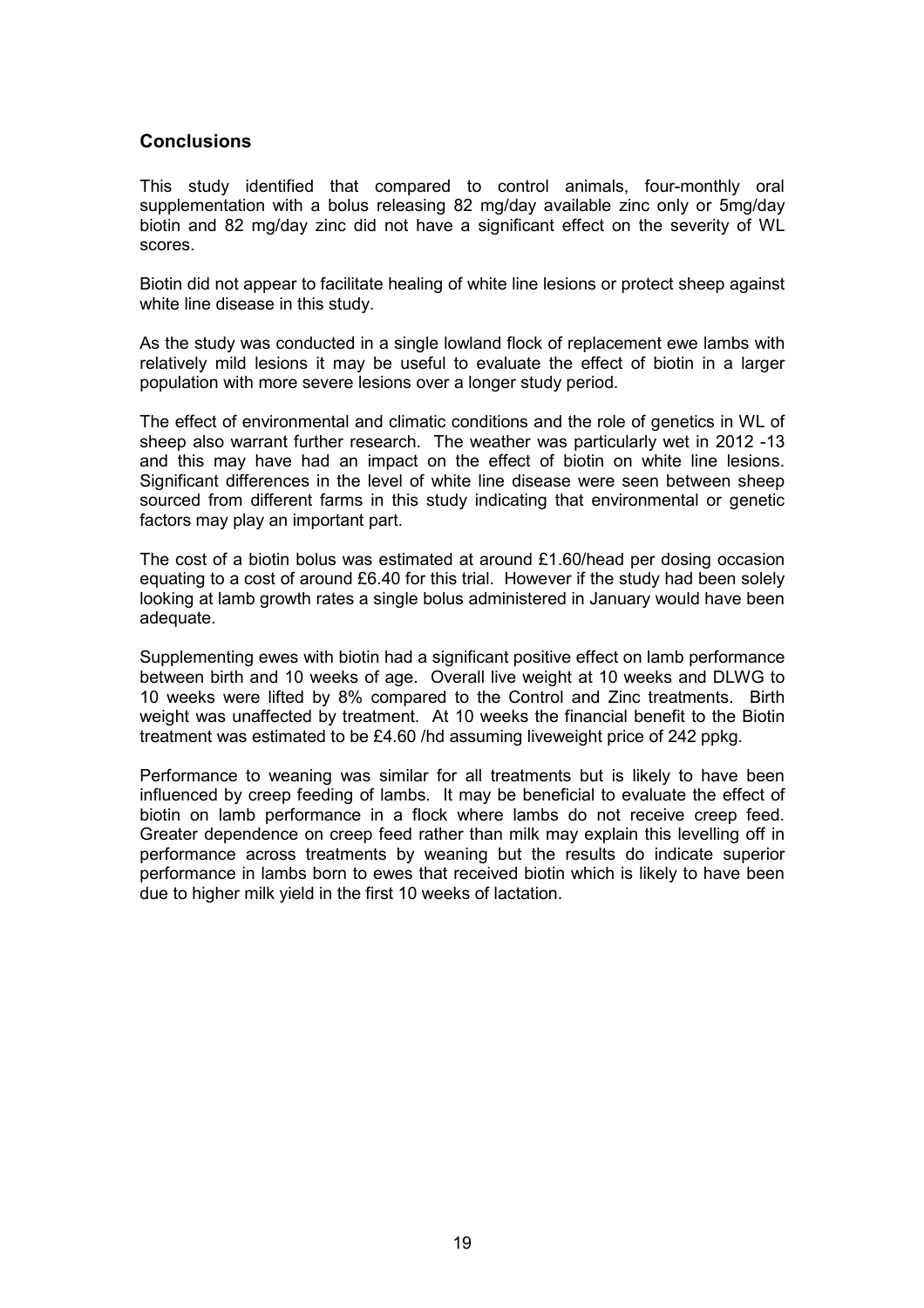## Conclusions

This study identified that compared to control animals, four-monthly oral supplementation with a bolus releasing 82 mg/day available zinc only or 5mg/day biotin and 82 mg/day zinc did not have a significant effect on the severity of WL scores.

Biotin did not appear to facilitate healing of white line lesions or protect sheep against white line disease in this study.

As the study was conducted in a single lowland flock of replacement ewe lambs with relatively mild lesions it may be useful to evaluate the effect of biotin in a larger population with more severe lesions over a longer study period.

The effect of environmental and climatic conditions and the role of genetics in WL of sheep also warrant further research. The weather was particularly wet in 2012 -13 and this may have had an impact on the effect of biotin on white line lesions. Significant differences in the level of white line disease were seen between sheep sourced from different farms in this study indicating that environmental or genetic factors may play an important part.

The cost of a biotin bolus was estimated at around £1.60/head per dosing occasion equating to a cost of around £6.40 for this trial. However if the study had been solely looking at lamb growth rates a single bolus administered in January would have been adequate.

Supplementing ewes with biotin had a significant positive effect on lamb performance between birth and 10 weeks of age. Overall live weight at 10 weeks and DLWG to 10 weeks were lifted by 8% compared to the Control and Zinc treatments. Birth weight was unaffected by treatment. At 10 weeks the financial benefit to the Biotin treatment was estimated to be £4.60 /hd assuming liveweight price of 242 ppkg.

Performance to weaning was similar for all treatments but is likely to have been influenced by creep feeding of lambs. It may be beneficial to evaluate the effect of biotin on lamb performance in a flock where lambs do not receive creep feed. Greater dependence on creep feed rather than milk may explain this levelling off in performance across treatments by weaning but the results do indicate superior performance in lambs born to ewes that received biotin which is likely to have been due to higher milk yield in the first 10 weeks of lactation.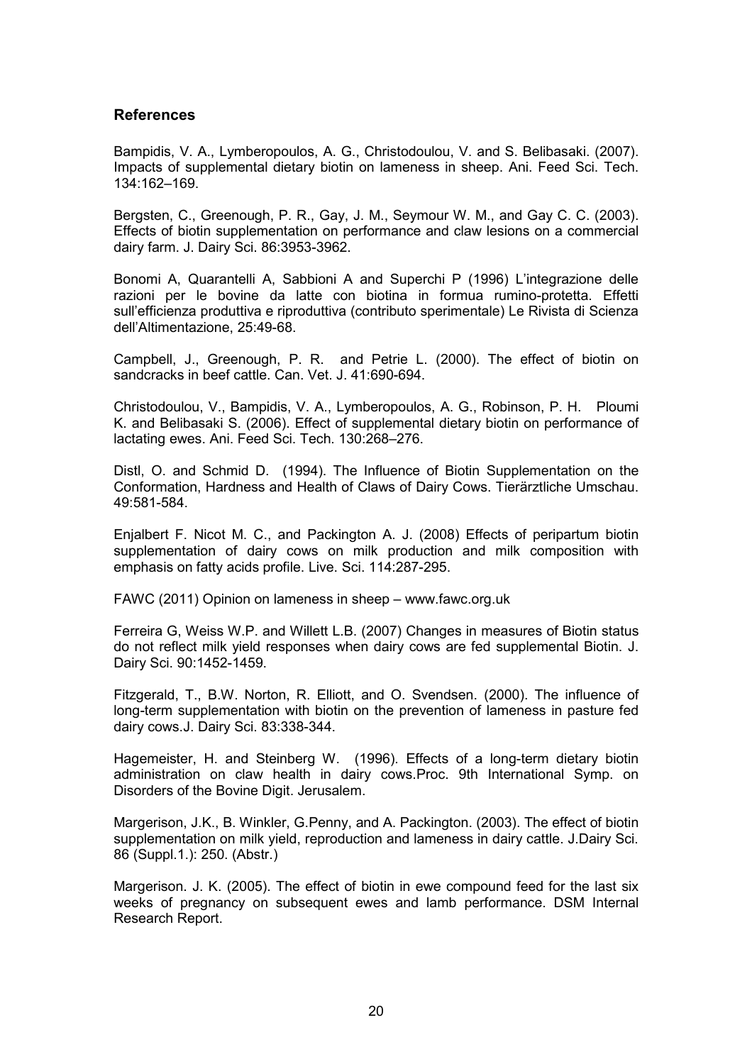## References

Bampidis, V. A., Lymberopoulos, A. G., Christodoulou, V. and S. Belibasaki. (2007). Impacts of supplemental dietary biotin on lameness in sheep. Ani. Feed Sci. Tech. 134:162–169.

Bergsten, C., Greenough, P. R., Gay, J. M., Seymour W. M., and Gay C. C. (2003). Effects of biotin supplementation on performance and claw lesions on a commercial dairy farm. J. Dairy Sci. 86:3953-3962.

Bonomi A, Quarantelli A, Sabbioni A and Superchi P (1996) L'integrazione delle razioni per le bovine da latte con biotina in formua rumino-protetta. Effetti sull'efficienza produttiva e riproduttiva (contributo sperimentale) Le Rivista di Scienza dell'Altimentazione, 25:49-68.

Campbell, J., Greenough, P. R. and Petrie L. (2000). The effect of biotin on sandcracks in beef cattle. Can. Vet. J. 41:690-694.

Christodoulou, V., Bampidis, V. A., Lymberopoulos, A. G., Robinson, P. H. Ploumi K. and Belibasaki S. (2006). Effect of supplemental dietary biotin on performance of lactating ewes. Ani. Feed Sci. Tech. 130:268–276.

Distl, O. and Schmid D. (1994). The Influence of Biotin Supplementation on the Conformation, Hardness and Health of Claws of Dairy Cows. Tierärztliche Umschau. 49:581-584.

Enjalbert F. Nicot M. C., and Packington A. J. (2008) Effects of peripartum biotin supplementation of dairy cows on milk production and milk composition with emphasis on fatty acids profile. Live. Sci. 114:287-295.

FAWC (2011) Opinion on lameness in sheep – www.fawc.org.uk

Ferreira G, Weiss W.P. and Willett L.B. (2007) Changes in measures of Biotin status do not reflect milk yield responses when dairy cows are fed supplemental Biotin. J. Dairy Sci. 90:1452-1459.

Fitzgerald, T., B.W. Norton, R. Elliott, and O. Svendsen. (2000). The influence of long-term supplementation with biotin on the prevention of lameness in pasture fed dairy cows.J. Dairy Sci. 83:338-344.

Hagemeister, H. and Steinberg W. (1996). Effects of a long-term dietary biotin administration on claw health in dairy cows.Proc. 9th International Symp. on Disorders of the Bovine Digit. Jerusalem.

Margerison, J.K., B. Winkler, G.Penny, and A. Packington. (2003). The effect of biotin supplementation on milk yield, reproduction and lameness in dairy cattle. J.Dairy Sci. 86 (Suppl.1.): 250. (Abstr.)

Margerison. J. K. (2005). The effect of biotin in ewe compound feed for the last six weeks of pregnancy on subsequent ewes and lamb performance. DSM Internal Research Report.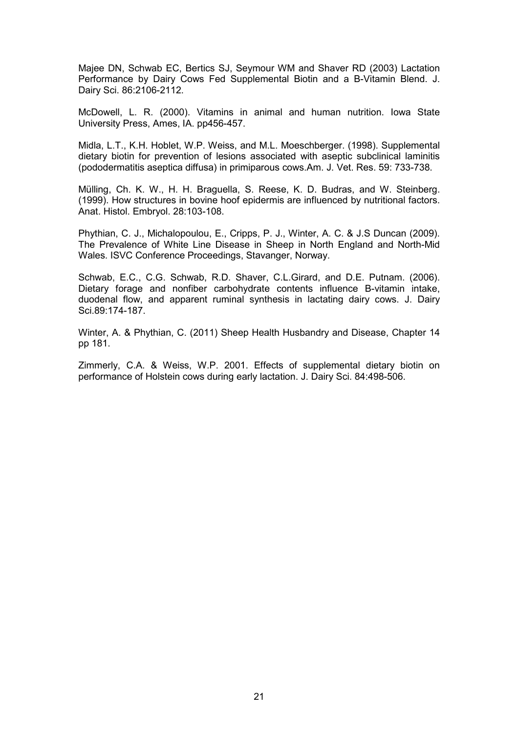Majee DN, Schwab EC, Bertics SJ, Seymour WM and Shaver RD (2003) Lactation Performance by Dairy Cows Fed Supplemental Biotin and a B-Vitamin Blend. J. Dairy Sci. 86:2106-2112.

McDowell, L. R. (2000). Vitamins in animal and human nutrition. Iowa State University Press, Ames, IA. pp456-457.

Midla, L.T., K.H. Hoblet, W.P. Weiss, and M.L. Moeschberger. (1998). Supplemental dietary biotin for prevention of lesions associated with aseptic subclinical laminitis (pododermatitis aseptica diffusa) in primiparous cows.Am. J. Vet. Res. 59: 733-738.

Mülling, Ch. K. W., H. H. Braguella, S. Reese, K. D. Budras, and W. Steinberg. (1999). How structures in bovine hoof epidermis are influenced by nutritional factors. Anat. Histol. Embryol. 28:103-108.

Phythian, C. J., Michalopoulou, E., Cripps, P. J., Winter, A. C. & J.S Duncan (2009). The Prevalence of White Line Disease in Sheep in North England and North-Mid Wales. ISVC Conference Proceedings, Stavanger, Norway.

Schwab, E.C., C.G. Schwab, R.D. Shaver, C.L.Girard, and D.E. Putnam. (2006). Dietary forage and nonfiber carbohydrate contents influence B-vitamin intake, duodenal flow, and apparent ruminal synthesis in lactating dairy cows. J. Dairy Sci.89:174-187.

Winter, A. & Phythian, C. (2011) Sheep Health Husbandry and Disease, Chapter 14 pp 181.

Zimmerly, C.A. & Weiss, W.P. 2001. Effects of supplemental dietary biotin on performance of Holstein cows during early lactation. J. Dairy Sci. 84:498-506.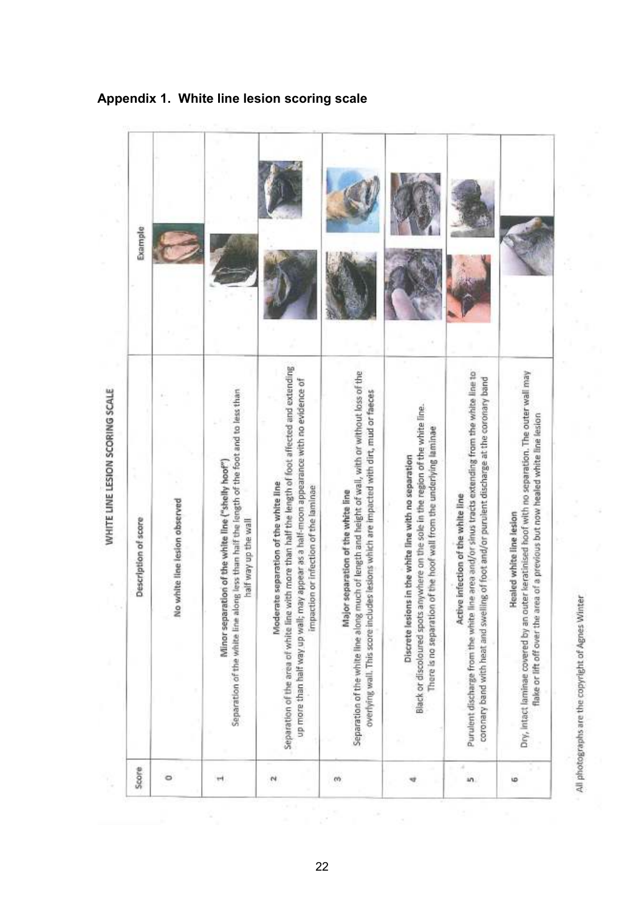## Appendix 1. White line lesion scoring scale

WHITE LINE LESION SCORING SCALE

| Score | Description of score | Example |
|---|---|---|
| 0 | **No white line lesion observed** | |
| 1 | **Minor separation of the white line ("shelly hoof")** Separation of the white line along less than half the length of the foot and to less than half way up the wall | |
| 2 | **Moderate separation of the white line** Separation of the area of white line with more than half the length of foot affected and extending up more than half way up wall; may appear as a half-moon appearance with no evidence of impaction or infection of the laminae | |
| 3 | **Major separation of the white line** Separation of the white line along much of length and height of wall, with or without loss of the overlying wall. This score includes lesions which are impacted with dirt, mud or faeces | |
| 4 | **Discrete lesions in the white line with no separation** Black or discoloured spots anywhere on the sole in the region of the white line. There is no separation of the hoof wall from the underlying laminae | |
| 5 | **Active infection of the white line** Purulent discharge from the white line area and/or sinus tracts extending from the white line to coronary band with heat and swelling of foot and/or purulent discharge at the coronary band | |
| 6 | **Healed white line lesion** Dry, intact laminae covered by an outer keratinised hoof with no separation. The outer wall may flake or lift off over the area of a previous but now healed white line lesion | |

All photographs are the copyright of Agnes Winter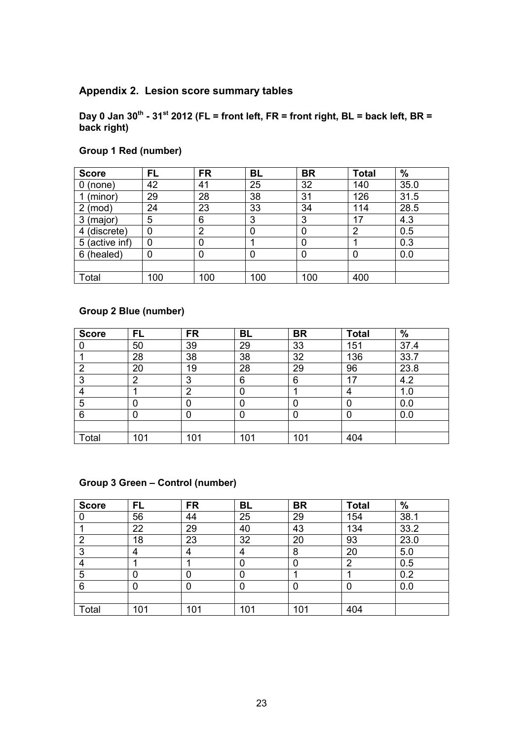## Appendix 2. Lesion score summary tables

**Day 0 Jan 30th - 31st 2012 (FL = front left, FR = front right, BL = back left, BR = back right)**

### Group 1 Red (number)

| Score | FL | FR | BL | BR | Total | % |
|---|---|---|---|---|---|---|
| 0 (none) | 42 | 41 | 25 | 32 | 140 | 35.0 |
| 1 (minor) | 29 | 28 | 38 | 31 | 126 | 31.5 |
| 2 (mod) | 24 | 23 | 33 | 34 | 114 | 28.5 |
| 3 (major) | 5 | 6 | 3 | 3 | 17 | 4.3 |
| 4 (discrete) | 0 | 2 | 0 | 0 | 2 | 0.5 |
| 5 (active inf) | 0 | 0 | 1 | 0 | 1 | 0.3 |
| 6 (healed) | 0 | 0 | 0 | 0 | 0 | 0.0 |
| | | | | | | |
| Total | 100 | 100 | 100 | 100 | 400 | |

### Group 2 Blue (number)

| Score | FL | FR | BL | BR | Total | % |
|---|---|---|---|---|---|---|
| 0 | 50 | 39 | 29 | 33 | 151 | 37.4 |
| 1 | 28 | 38 | 38 | 32 | 136 | 33.7 |
| 2 | 20 | 19 | 28 | 29 | 96 | 23.8 |
| 3 | 2 | 3 | 6 | 6 | 17 | 4.2 |
| 4 | 1 | 2 | 0 | 1 | 4 | 1.0 |
| 5 | 0 | 0 | 0 | 0 | 0 | 0.0 |
| 6 | 0 | 0 | 0 | 0 | 0 | 0.0 |
| | | | | | | |
| Total | 101 | 101 | 101 | 101 | 404 | |

### Group 3 Green – Control (number)

| Score | FL | FR | BL | BR | Total | % |
|---|---|---|---|---|---|---|
| 0 | 56 | 44 | 25 | 29 | 154 | 38.1 |
| 1 | 22 | 29 | 40 | 43 | 134 | 33.2 |
| 2 | 18 | 23 | 32 | 20 | 93 | 23.0 |
| 3 | 4 | 4 | 4 | 8 | 20 | 5.0 |
| 4 | 1 | 1 | 0 | 0 | 2 | 0.5 |
| 5 | 0 | 0 | 0 | 1 | 1 | 0.2 |
| 6 | 0 | 0 | 0 | 0 | 0 | 0.0 |
| | | | | | | |
| Total | 101 | 101 | 101 | 101 | 404 | |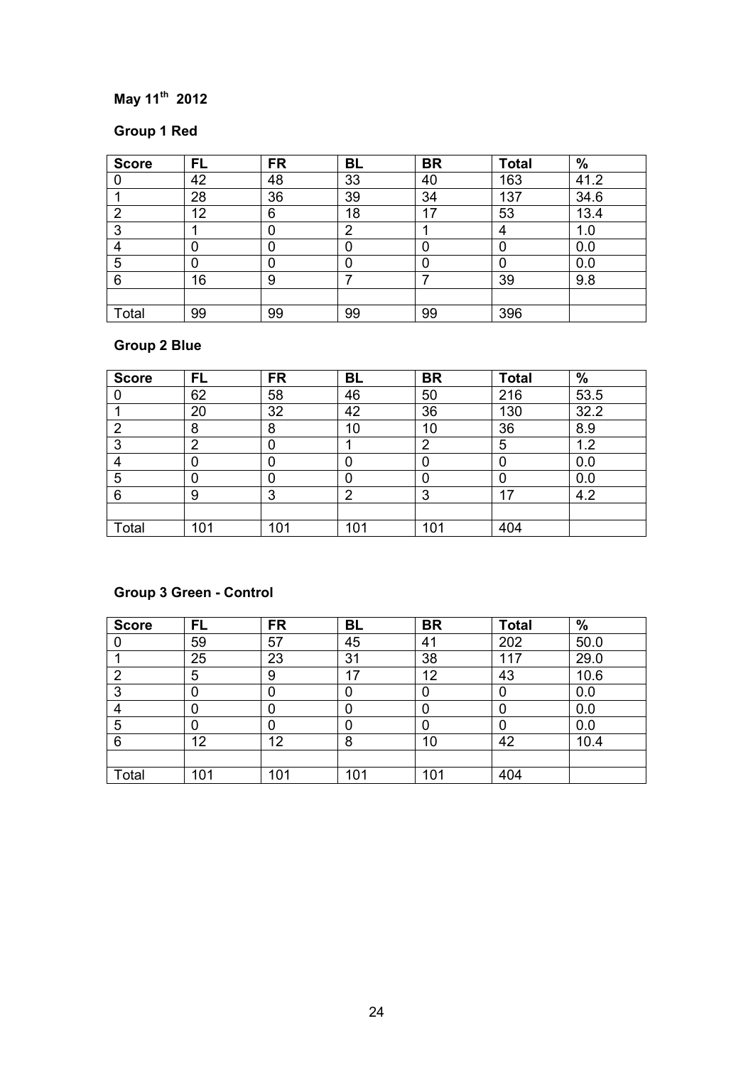**May 11th 2012**

**Group 1 Red**

| **Score** | **FL** | **FR** | **BL** | **BR** | **Total** | **%** |
|---|---|---|---|---|---|---|
| 0 | 42 | 48 | 33 | 40 | 163 | 41.2 |
| 1 | 28 | 36 | 39 | 34 | 137 | 34.6 |
| 2 | 12 | 6 | 18 | 17 | 53 | 13.4 |
| 3 | 1 | 0 | 2 | 1 | 4 | 1.0 |
| 4 | 0 | 0 | 0 | 0 | 0 | 0.0 |
| 5 | 0 | 0 | 0 | 0 | 0 | 0.0 |
| 6 | 16 | 9 | 7 | 7 | 39 | 9.8 |
| | | | | | | |
| Total | 99 | 99 | 99 | 99 | 396 | |

**Group 2 Blue**

| **Score** | **FL** | **FR** | **BL** | **BR** | **Total** | **%** |
|---|---|---|---|---|---|---|
| 0 | 62 | 58 | 46 | 50 | 216 | 53.5 |
| 1 | 20 | 32 | 42 | 36 | 130 | 32.2 |
| 2 | 8 | 8 | 10 | 10 | 36 | 8.9 |
| 3 | 2 | 0 | 1 | 2 | 5 | 1.2 |
| 4 | 0 | 0 | 0 | 0 | 0 | 0.0 |
| 5 | 0 | 0 | 0 | 0 | 0 | 0.0 |
| 6 | 9 | 3 | 2 | 3 | 17 | 4.2 |
| | | | | | | |
| Total | 101 | 101 | 101 | 101 | 404 | |

**Group 3 Green - Control**

| **Score** | **FL** | **FR** | **BL** | **BR** | **Total** | **%** |
|---|---|---|---|---|---|---|
| 0 | 59 | 57 | 45 | 41 | 202 | 50.0 |
| 1 | 25 | 23 | 31 | 38 | 117 | 29.0 |
| 2 | 5 | 9 | 17 | 12 | 43 | 10.6 |
| 3 | 0 | 0 | 0 | 0 | 0 | 0.0 |
| 4 | 0 | 0 | 0 | 0 | 0 | 0.0 |
| 5 | 0 | 0 | 0 | 0 | 0 | 0.0 |
| 6 | 12 | 12 | 8 | 10 | 42 | 10.4 |
| | | | | | | |
| Total | 101 | 101 | 101 | 101 | 404 | |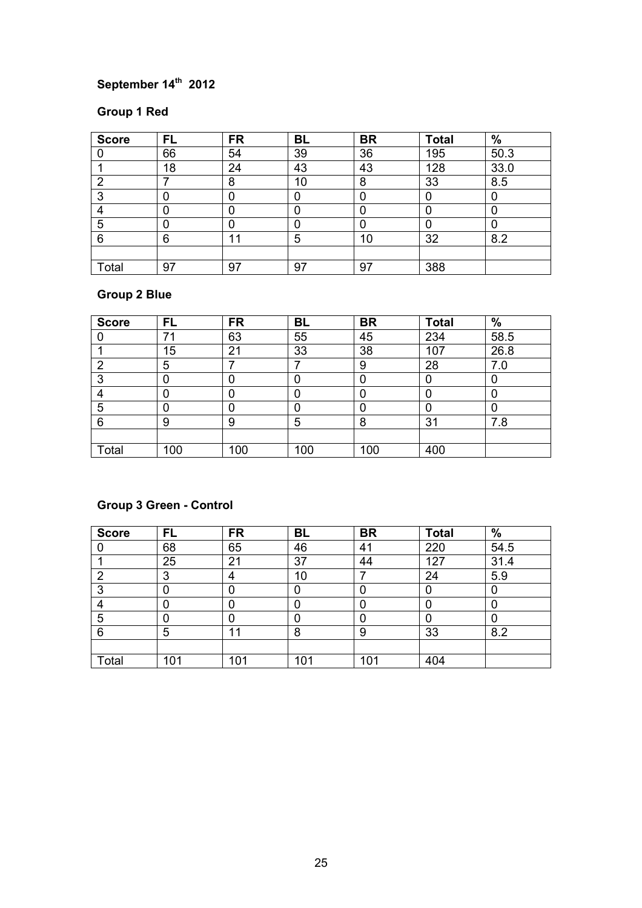**September 14th 2012**

**Group 1 Red**

| Score | FL | FR | BL | BR | Total | % |
|---|---|---|---|---|---|---|
| 0 | 66 | 54 | 39 | 36 | 195 | 50.3 |
| 1 | 18 | 24 | 43 | 43 | 128 | 33.0 |
| 2 | 7 | 8 | 10 | 8 | 33 | 8.5 |
| 3 | 0 | 0 | 0 | 0 | 0 | 0 |
| 4 | 0 | 0 | 0 | 0 | 0 | 0 |
| 5 | 0 | 0 | 0 | 0 | 0 | 0 |
| 6 | 6 | 11 | 5 | 10 | 32 | 8.2 |
| | | | | | | |
| Total | 97 | 97 | 97 | 97 | 388 | |

**Group 2 Blue**

| Score | FL | FR | BL | BR | Total | % |
|---|---|---|---|---|---|---|
| 0 | 71 | 63 | 55 | 45 | 234 | 58.5 |
| 1 | 15 | 21 | 33 | 38 | 107 | 26.8 |
| 2 | 5 | 7 | 7 | 9 | 28 | 7.0 |
| 3 | 0 | 0 | 0 | 0 | 0 | 0 |
| 4 | 0 | 0 | 0 | 0 | 0 | 0 |
| 5 | 0 | 0 | 0 | 0 | 0 | 0 |
| 6 | 9 | 9 | 5 | 8 | 31 | 7.8 |
| | | | | | | |
| Total | 100 | 100 | 100 | 100 | 400 | |

**Group 3 Green - Control**

| Score | FL | FR | BL | BR | Total | % |
|---|---|---|---|---|---|---|
| 0 | 68 | 65 | 46 | 41 | 220 | 54.5 |
| 1 | 25 | 21 | 37 | 44 | 127 | 31.4 |
| 2 | 3 | 4 | 10 | 7 | 24 | 5.9 |
| 3 | 0 | 0 | 0 | 0 | 0 | 0 |
| 4 | 0 | 0 | 0 | 0 | 0 | 0 |
| 5 | 0 | 0 | 0 | 0 | 0 | 0 |
| 6 | 5 | 11 | 8 | 9 | 33 | 8.2 |
| | | | | | | |
| Total | 101 | 101 | 101 | 101 | 404 | |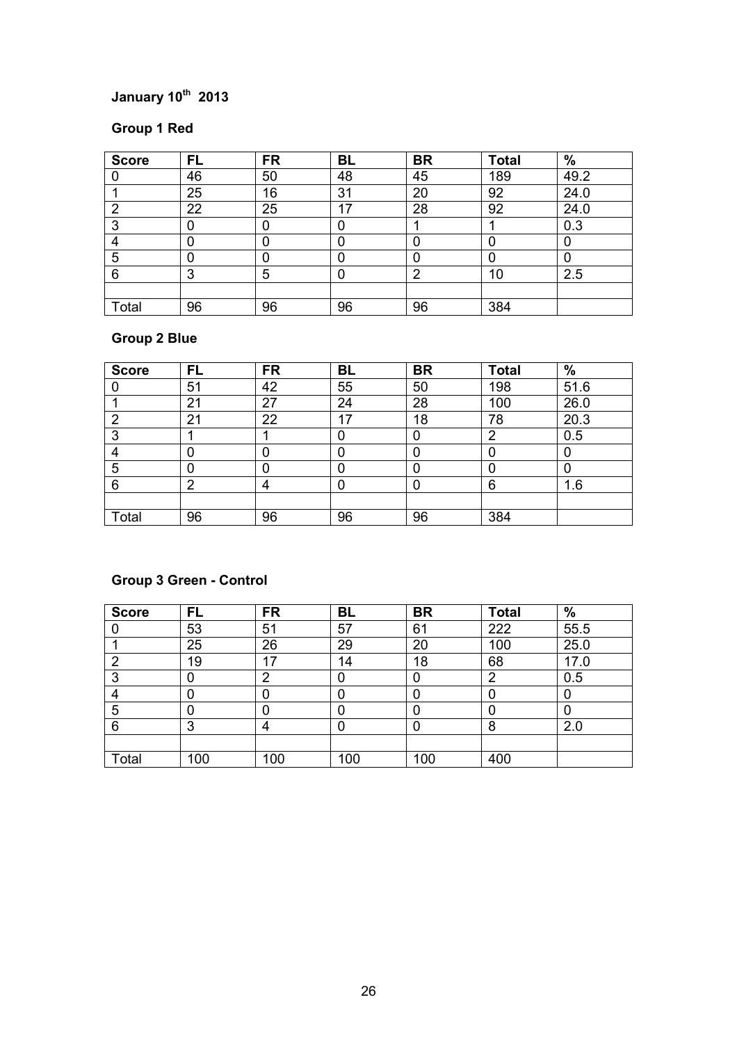**January 10th 2013**

**Group 1 Red**

| Score | FL | FR | BL | BR | Total | % |
|---|---|---|---|---|---|---|
| 0 | 46 | 50 | 48 | 45 | 189 | 49.2 |
| 1 | 25 | 16 | 31 | 20 | 92 | 24.0 |
| 2 | 22 | 25 | 17 | 28 | 92 | 24.0 |
| 3 | 0 | 0 | 0 | 1 | 1 | 0.3 |
| 4 | 0 | 0 | 0 | 0 | 0 | 0 |
| 5 | 0 | 0 | 0 | 0 | 0 | 0 |
| 6 | 3 | 5 | 0 | 2 | 10 | 2.5 |
| | | | | | | |
| Total | 96 | 96 | 96 | 96 | 384 | |

**Group 2 Blue**

| Score | FL | FR | BL | BR | Total | % |
|---|---|---|---|---|---|---|
| 0 | 51 | 42 | 55 | 50 | 198 | 51.6 |
| 1 | 21 | 27 | 24 | 28 | 100 | 26.0 |
| 2 | 21 | 22 | 17 | 18 | 78 | 20.3 |
| 3 | 1 | 1 | 0 | 0 | 2 | 0.5 |
| 4 | 0 | 0 | 0 | 0 | 0 | 0 |
| 5 | 0 | 0 | 0 | 0 | 0 | 0 |
| 6 | 2 | 4 | 0 | 0 | 6 | 1.6 |
| | | | | | | |
| Total | 96 | 96 | 96 | 96 | 384 | |

**Group 3 Green - Control**

| Score | FL | FR | BL | BR | Total | % |
|---|---|---|---|---|---|---|
| 0 | 53 | 51 | 57 | 61 | 222 | 55.5 |
| 1 | 25 | 26 | 29 | 20 | 100 | 25.0 |
| 2 | 19 | 17 | 14 | 18 | 68 | 17.0 |
| 3 | 0 | 2 | 0 | 0 | 2 | 0.5 |
| 4 | 0 | 0 | 0 | 0 | 0 | 0 |
| 5 | 0 | 0 | 0 | 0 | 0 | 0 |
| 6 | 3 | 4 | 0 | 0 | 8 | 2.0 |
| | | | | | | |
| Total | 100 | 100 | 100 | 100 | 400 | |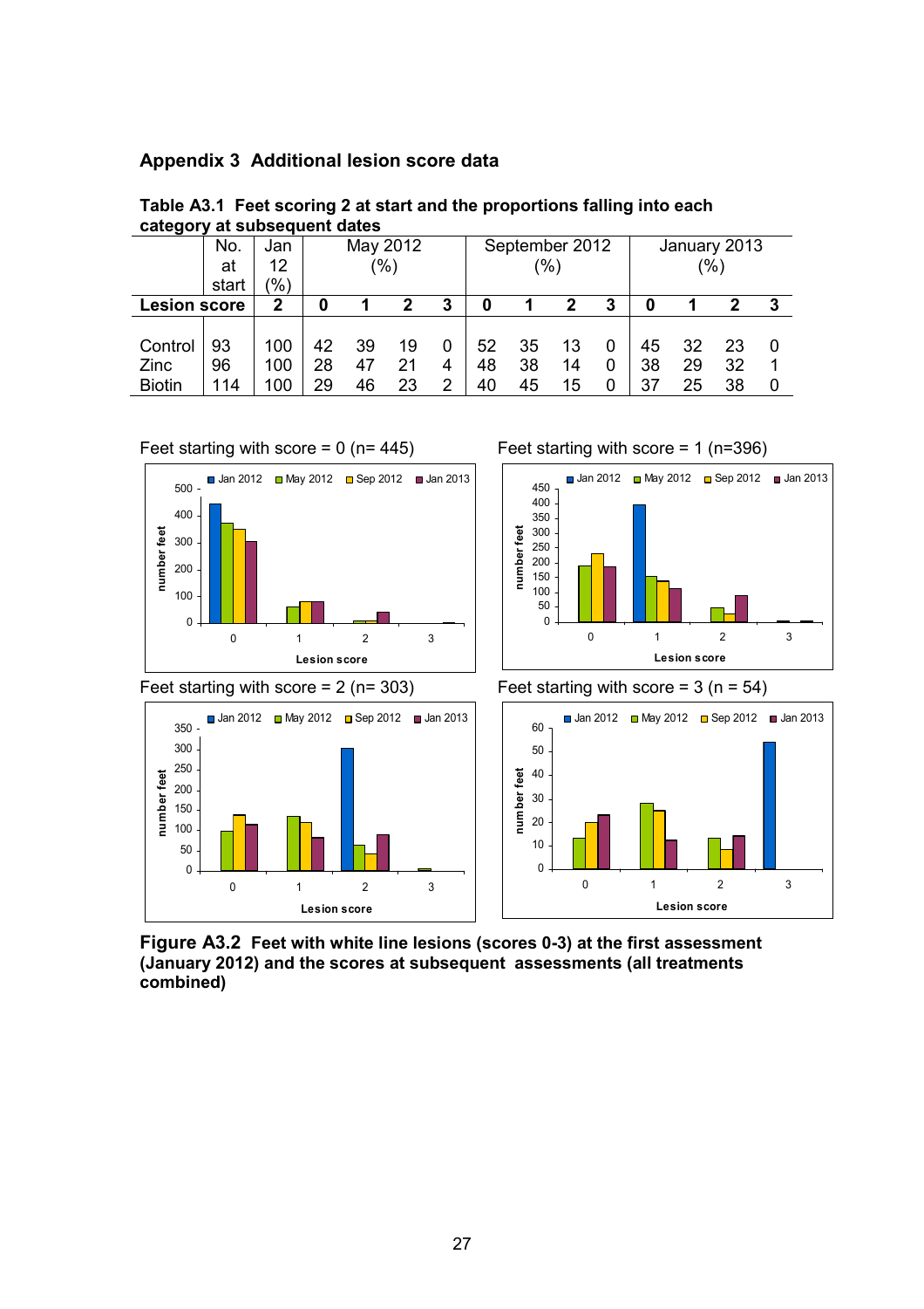## Appendix 3 Additional lesion score data

**Table A3.1 Feet scoring 2 at start and the proportions falling into each category at subsequent dates**

| | No. at start | Jan 12 (%) | May 2012 (%) | | | | September 2012 (%) | | | | January 2013 (%) | | | |
|---|---|---|---|---|---|---|---|---|---|---|---|---|---|---|
| **Lesion score** | | **2** | **0** | **1** | **2** | **3** | **0** | **1** | **2** | **3** | **0** | **1** | **2** | **3** |
| Control | 93 | 100 | 42 | 39 | 19 | 0 | 52 | 35 | 13 | 0 | 45 | 32 | 23 | 0 |
| Zinc | 96 | 100 | 28 | 47 | 21 | 4 | 48 | 38 | 14 | 0 | 38 | 29 | 32 | 1 |
| Biotin | 114 | 100 | 29 | 46 | 23 | 2 | 40 | 45 | 15 | 0 | 37 | 25 | 38 | 0 |

Feet starting with score = 0 (n= 445)

Jan 2012 May 2012 Sep 2012 Jan 2013

number feet

500 400 300 200 100 0

0 1 2 3

Lesion score

Feet starting with score = 1 (n=396)

Jan 2012 May 2012 Sep 2012 Jan 2013

number feet

450 400 350 300 250 200 150 100 50 0

0 1 2 3

Lesion score

Feet starting with score = 2 (n= 303)

Jan 2012 May 2012 Sep 2012 Jan 2013

number feet

350 300 250 200 150 100 50 0

0 1 2 3

Lesion score

Feet starting with score = 3 (n = 54)

Jan 2012 May 2012 Sep 2012 Jan 2013

number feet

60 50 40 30 20 10 0

0 1 2 3

Lesion score

**Figure A3.2 Feet with white line lesions (scores 0-3) at the first assessment (January 2012) and the scores at subsequent assessments (all treatments combined)**